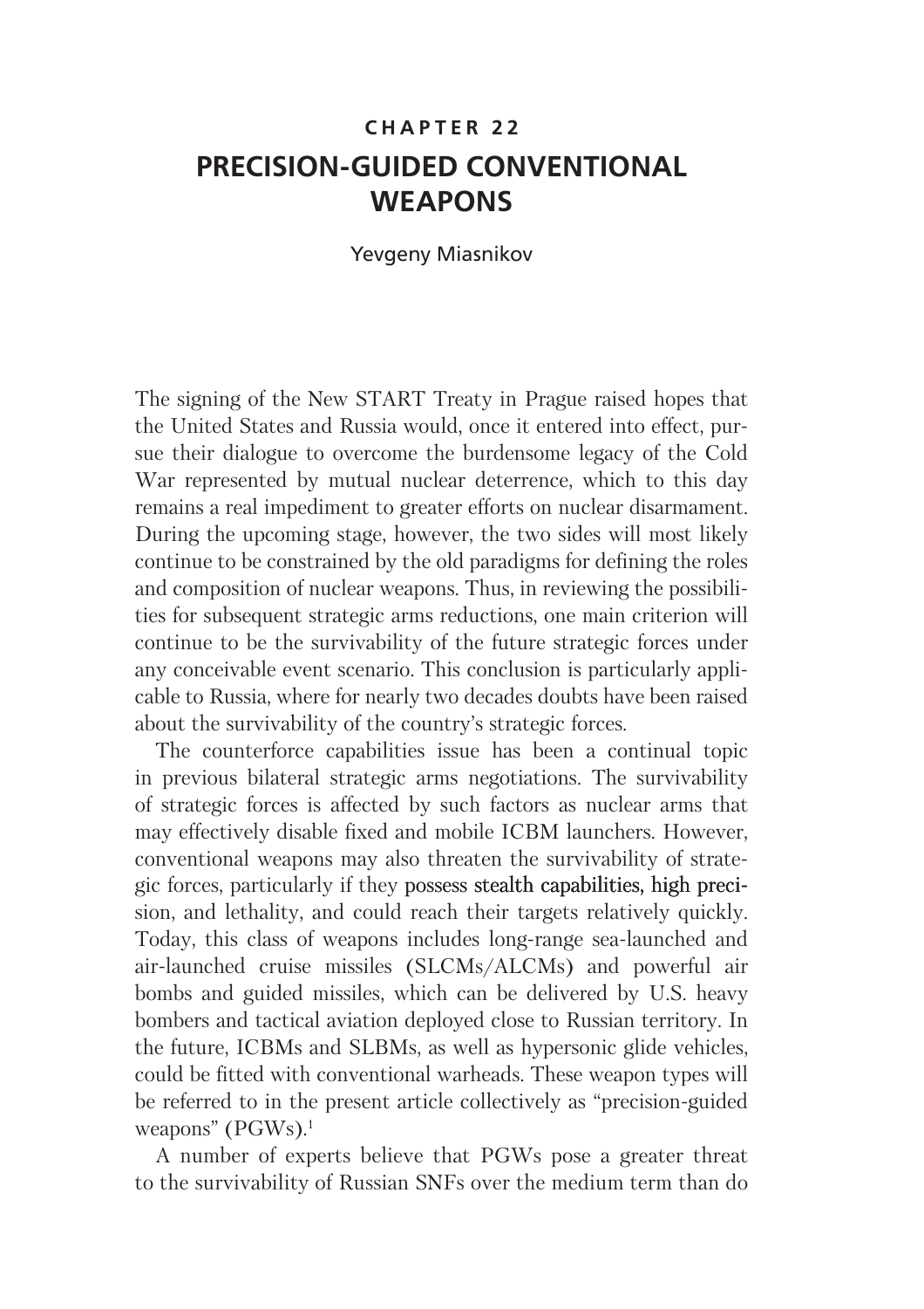# CHAPTER 22

# PRECISION-GUIDED CONVENTIONAL WEAPONS

Yevgeny Miasnikov

The signing of the New START Treaty in Prague raised hopes that the United States and Russia would, once it entered into effect, pursue their dialogue to overcome the burdensome legacy of the Cold War represented by mutual nuclear deterrence, which to this day remains a real impediment to greater efforts on nuclear disarmament. During the upcoming stage, however, the two sides will most likely continue to be constrained by the old paradigms for defining the roles and composition of nuclear weapons. Thus, in reviewing the possibilities for subsequent strategic arms reductions, one main criterion will continue to be the survivability of the future strategic forces under any conceivable event scenario. This conclusion is particularly applicable to Russia, where for nearly two decades doubts have been raised about the survivability of the country's strategic forces.

The counterforce capabilities issue has been a continual topic in previous bilateral strategic arms negotiations. The survivability of strategic forces is affected by such factors as nuclear arms that may effectively disable fixed and mobile ICBM launchers. However, conventional weapons may also threaten the survivability of strategic forces, particularly if they possess stealth capabilities, high precision, and lethality, and could reach their targets relatively quickly. Today, this class of weapons includes long-range sea-launched and air-launched cruise missiles (SLCMs/ALCMs) and powerful air bombs and guided missiles, which can be delivered by U.S. heavy bombers and tactical aviation deployed close to Russian territory. In the future, ICBMs and SLBMs, as well as hypersonic glide vehicles, could be fitted with conventional warheads. These weapon types will be referred to in the present article collectively as "precision-guided weapons" (PGWs).[1]

A number of experts believe that PGWs pose a greater threat to the survivability of Russian SNFs over the medium term than do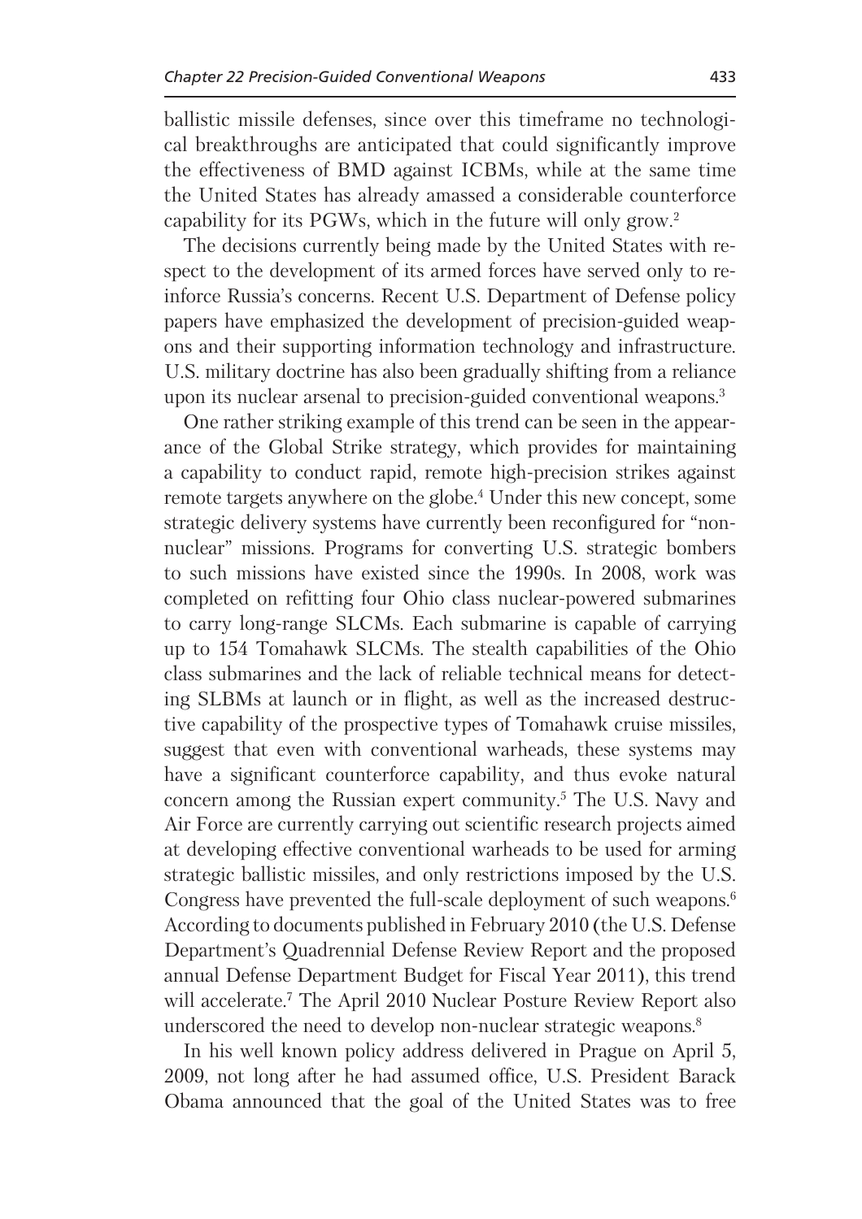ballistic missile defenses, since over this timeframe no technological breakthroughs are anticipated that could significantly improve the effectiveness of BMD against ICBMs, while at the same time the United States has already amassed a considerable counterforce capability for its PGWs, which in the future will only grow.[2]

The decisions currently being made by the United States with respect to the development of its armed forces have served only to reinforce Russia's concerns. Recent U.S. Department of Defense policy papers have emphasized the development of precision-guided weapons and their supporting information technology and infrastructure. U.S. military doctrine has also been gradually shifting from a reliance upon its nuclear arsenal to precision-guided conventional weapons.[3]

One rather striking example of this trend can be seen in the appearance of the Global Strike strategy, which provides for maintaining a capability to conduct rapid, remote high-precision strikes against remote targets anywhere on the globe.[4] Under this new concept, some strategic delivery systems have currently been reconfigured for "non-nuclear" missions. Programs for converting U.S. strategic bombers to such missions have existed since the 1990s. In 2008, work was completed on refitting four Ohio class nuclear-powered submarines to carry long-range SLCMs. Each submarine is capable of carrying up to 154 Tomahawk SLCMs. The stealth capabilities of the Ohio class submarines and the lack of reliable technical means for detecting SLBMs at launch or in flight, as well as the increased destructive capability of the prospective types of Tomahawk cruise missiles, suggest that even with conventional warheads, these systems may have a significant counterforce capability, and thus evoke natural concern among the Russian expert community.[5] The U.S. Navy and Air Force are currently carrying out scientific research projects aimed at developing effective conventional warheads to be used for arming strategic ballistic missiles, and only restrictions imposed by the U.S. Congress have prevented the full-scale deployment of such weapons.[6] According to documents published in February 2010 (the U.S. Defense Department's Quadrennial Defense Review Report and the proposed annual Defense Department Budget for Fiscal Year 2011), this trend will accelerate.[7] The April 2010 Nuclear Posture Review Report also underscored the need to develop non-nuclear strategic weapons.[8]

In his well known policy address delivered in Prague on April 5, 2009, not long after he had assumed office, U.S. President Barack Obama announced that the goal of the United States was to free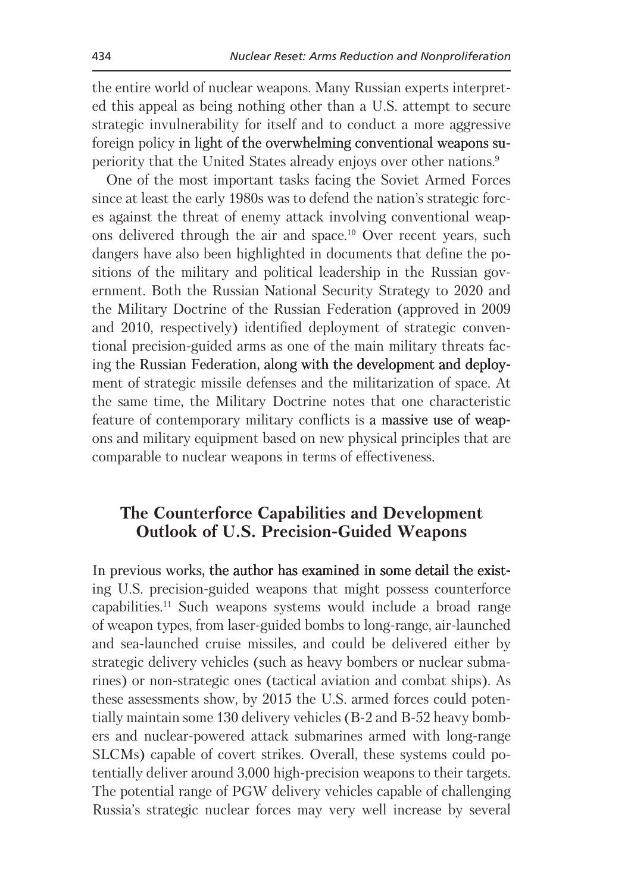the entire world of nuclear weapons. Many Russian experts interpreted this appeal as being nothing other than a U.S. attempt to secure strategic invulnerability for itself and to conduct a more aggressive foreign policy in light of the overwhelming conventional weapons superiority that the United States already enjoys over other nations.[9]

One of the most important tasks facing the Soviet Armed Forces since at least the early 1980s was to defend the nation's strategic forces against the threat of enemy attack involving conventional weapons delivered through the air and space.[10] Over recent years, such dangers have also been highlighted in documents that define the positions of the military and political leadership in the Russian government. Both the Russian National Security Strategy to 2020 and the Military Doctrine of the Russian Federation (approved in 2009 and 2010, respectively) identified deployment of strategic conventional precision-guided arms as one of the main military threats facing the Russian Federation, along with the development and deployment of strategic missile defenses and the militarization of space. At the same time, the Military Doctrine notes that one characteristic feature of contemporary military conflicts is a massive use of weapons and military equipment based on new physical principles that are comparable to nuclear weapons in terms of effectiveness.

## The Counterforce Capabilities and Development Outlook of U.S. Precision-Guided Weapons

In previous works, the author has examined in some detail the existing U.S. precision-guided weapons that might possess counterforce capabilities.[11] Such weapons systems would include a broad range of weapon types, from laser-guided bombs to long-range, air-launched and sea-launched cruise missiles, and could be delivered either by strategic delivery vehicles (such as heavy bombers or nuclear submarines) or non-strategic ones (tactical aviation and combat ships). As these assessments show, by 2015 the U.S. armed forces could potentially maintain some 130 delivery vehicles (B-2 and B-52 heavy bombers and nuclear-powered attack submarines armed with long-range SLCMs) capable of covert strikes. Overall, these systems could potentially deliver around 3,000 high-precision weapons to their targets. The potential range of PGW delivery vehicles capable of challenging Russia's strategic nuclear forces may very well increase by several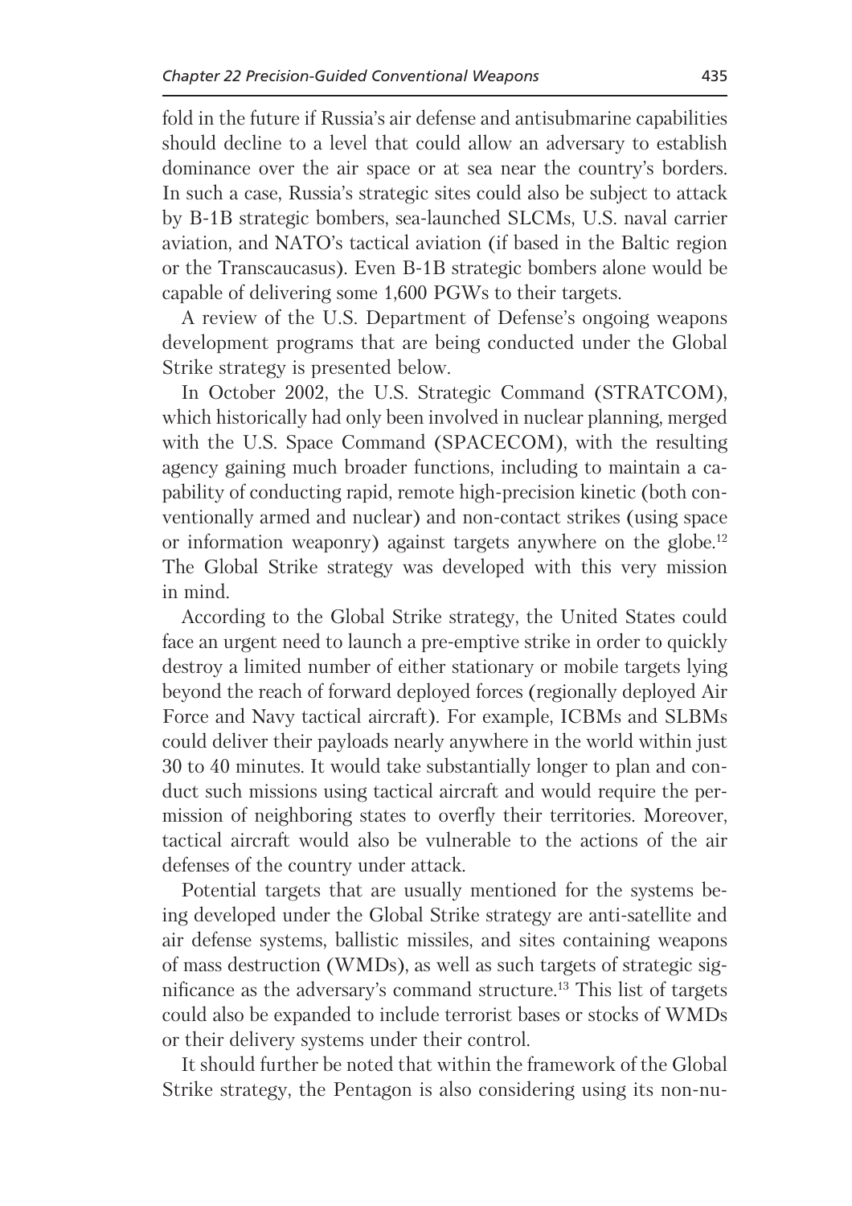fold in the future if Russia's air defense and antisubmarine capabilities should decline to a level that could allow an adversary to establish dominance over the air space or at sea near the country's borders. In such a case, Russia's strategic sites could also be subject to attack by B-1B strategic bombers, sea-launched SLCMs, U.S. naval carrier aviation, and NATO's tactical aviation (if based in the Baltic region or the Transcaucasus). Even B-1B strategic bombers alone would be capable of delivering some 1,600 PGWs to their targets.

A review of the U.S. Department of Defense's ongoing weapons development programs that are being conducted under the Global Strike strategy is presented below.

In October 2002, the U.S. Strategic Command (STRATCOM), which historically had only been involved in nuclear planning, merged with the U.S. Space Command (SPACECOM), with the resulting agency gaining much broader functions, including to maintain a capability of conducting rapid, remote high-precision kinetic (both conventionally armed and nuclear) and non-contact strikes (using space or information weaponry) against targets anywhere on the globe.[12] The Global Strike strategy was developed with this very mission in mind.

According to the Global Strike strategy, the United States could face an urgent need to launch a pre-emptive strike in order to quickly destroy a limited number of either stationary or mobile targets lying beyond the reach of forward deployed forces (regionally deployed Air Force and Navy tactical aircraft). For example, ICBMs and SLBMs could deliver their payloads nearly anywhere in the world within just 30 to 40 minutes. It would take substantially longer to plan and conduct such missions using tactical aircraft and would require the permission of neighboring states to overfly their territories. Moreover, tactical aircraft would also be vulnerable to the actions of the air defenses of the country under attack.

Potential targets that are usually mentioned for the systems being developed under the Global Strike strategy are anti-satellite and air defense systems, ballistic missiles, and sites containing weapons of mass destruction (WMDs), as well as such targets of strategic significance as the adversary's command structure.[13] This list of targets could also be expanded to include terrorist bases or stocks of WMDs or their delivery systems under their control.

It should further be noted that within the framework of the Global Strike strategy, the Pentagon is also considering using its non-nu-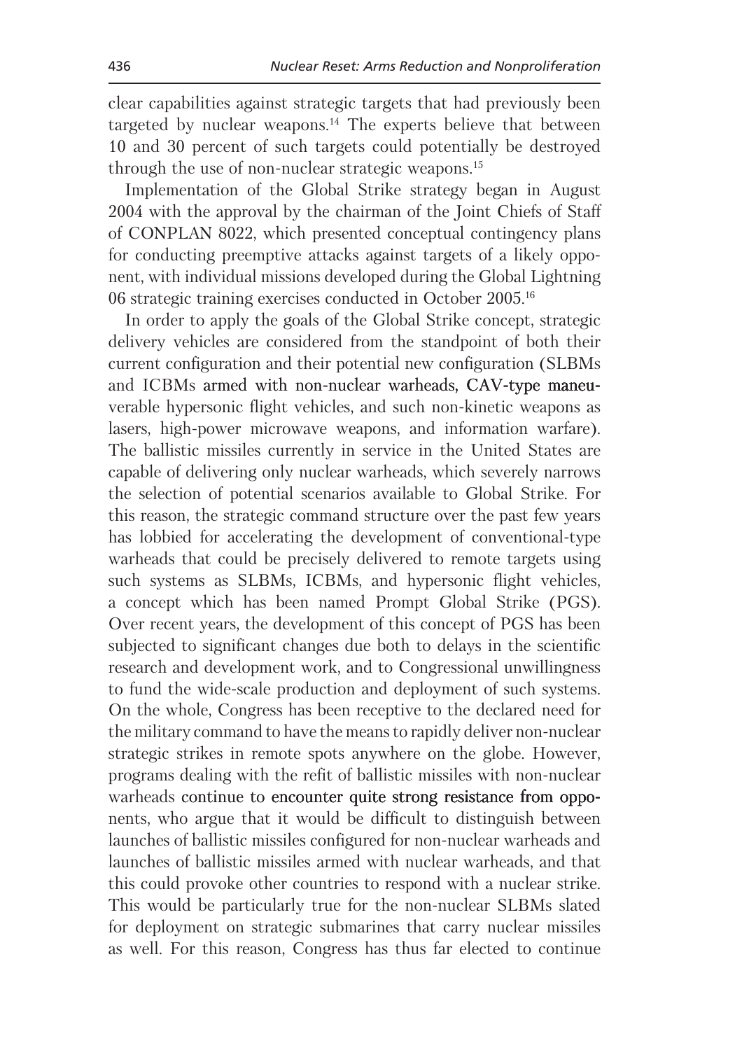clear capabilities against strategic targets that had previously been targeted by nuclear weapons.[14] The experts believe that between 10 and 30 percent of such targets could potentially be destroyed through the use of non-nuclear strategic weapons.[15]

Implementation of the Global Strike strategy began in August 2004 with the approval by the chairman of the Joint Chiefs of Staff of CONPLAN 8022, which presented conceptual contingency plans for conducting preemptive attacks against targets of a likely opponent, with individual missions developed during the Global Lightning 06 strategic training exercises conducted in October 2005.[16]

In order to apply the goals of the Global Strike concept, strategic delivery vehicles are considered from the standpoint of both their current configuration and their potential new configuration (SLBMs and ICBMs armed with non-nuclear warheads, CAV-type maneuverable hypersonic flight vehicles, and such non-kinetic weapons as lasers, high-power microwave weapons, and information warfare). The ballistic missiles currently in service in the United States are capable of delivering only nuclear warheads, which severely narrows the selection of potential scenarios available to Global Strike. For this reason, the strategic command structure over the past few years has lobbied for accelerating the development of conventional-type warheads that could be precisely delivered to remote targets using such systems as SLBMs, ICBMs, and hypersonic flight vehicles, a concept which has been named Prompt Global Strike (PGS). Over recent years, the development of this concept of PGS has been subjected to significant changes due both to delays in the scientific research and development work, and to Congressional unwillingness to fund the wide-scale production and deployment of such systems. On the whole, Congress has been receptive to the declared need for the military command to have the means to rapidly deliver non-nuclear strategic strikes in remote spots anywhere on the globe. However, programs dealing with the refit of ballistic missiles with non-nuclear warheads continue to encounter quite strong resistance from opponents, who argue that it would be difficult to distinguish between launches of ballistic missiles configured for non-nuclear warheads and launches of ballistic missiles armed with nuclear warheads, and that this could provoke other countries to respond with a nuclear strike. This would be particularly true for the non-nuclear SLBMs slated for deployment on strategic submarines that carry nuclear missiles as well. For this reason, Congress has thus far elected to continue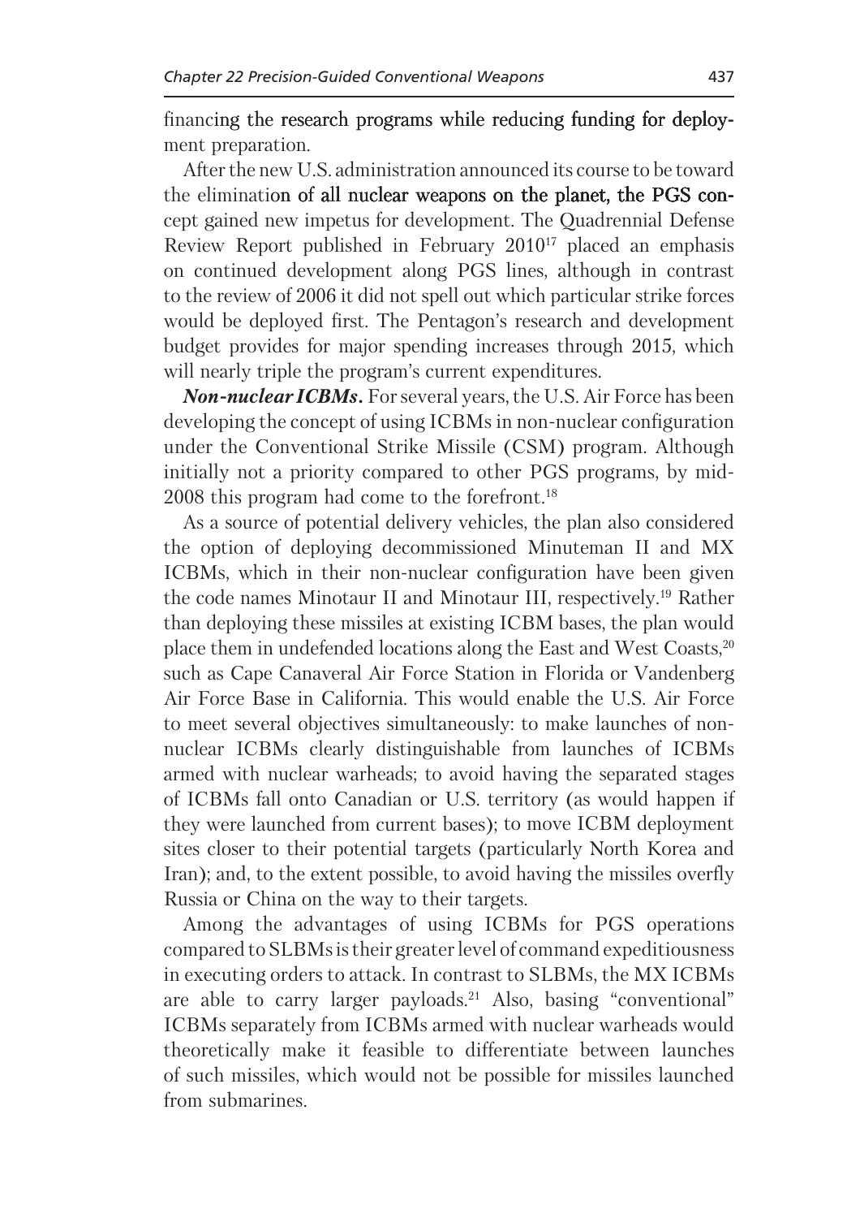financing the research programs while reducing funding for deployment preparation.

After the new U.S. administration announced its course to be toward the elimination of all nuclear weapons on the planet, the PGS concept gained new impetus for development. The Quadrennial Defense Review Report published in February 2010[17] placed an emphasis on continued development along PGS lines, although in contrast to the review of 2006 it did not spell out which particular strike forces would be deployed first. The Pentagon's research and development budget provides for major spending increases through 2015, which will nearly triple the program's current expenditures.

***Non-nuclear ICBMs.*** For several years, the U.S. Air Force has been developing the concept of using ICBMs in non-nuclear configuration under the Conventional Strike Missile (CSM) program. Although initially not a priority compared to other PGS programs, by mid-2008 this program had come to the forefront.[18]

As a source of potential delivery vehicles, the plan also considered the option of deploying decommissioned Minuteman II and MX ICBMs, which in their non-nuclear configuration have been given the code names Minotaur II and Minotaur III, respectively.[19] Rather than deploying these missiles at existing ICBM bases, the plan would place them in undefended locations along the East and West Coasts,[20] such as Cape Canaveral Air Force Station in Florida or Vandenberg Air Force Base in California. This would enable the U.S. Air Force to meet several objectives simultaneously: to make launches of non-nuclear ICBMs clearly distinguishable from launches of ICBMs armed with nuclear warheads; to avoid having the separated stages of ICBMs fall onto Canadian or U.S. territory (as would happen if they were launched from current bases); to move ICBM deployment sites closer to their potential targets (particularly North Korea and Iran); and, to the extent possible, to avoid having the missiles overfly Russia or China on the way to their targets.

Among the advantages of using ICBMs for PGS operations compared to SLBMs is their greater level of command expeditiousness in executing orders to attack. In contrast to SLBMs, the MX ICBMs are able to carry larger payloads.[21] Also, basing "conventional" ICBMs separately from ICBMs armed with nuclear warheads would theoretically make it feasible to differentiate between launches of such missiles, which would not be possible for missiles launched from submarines.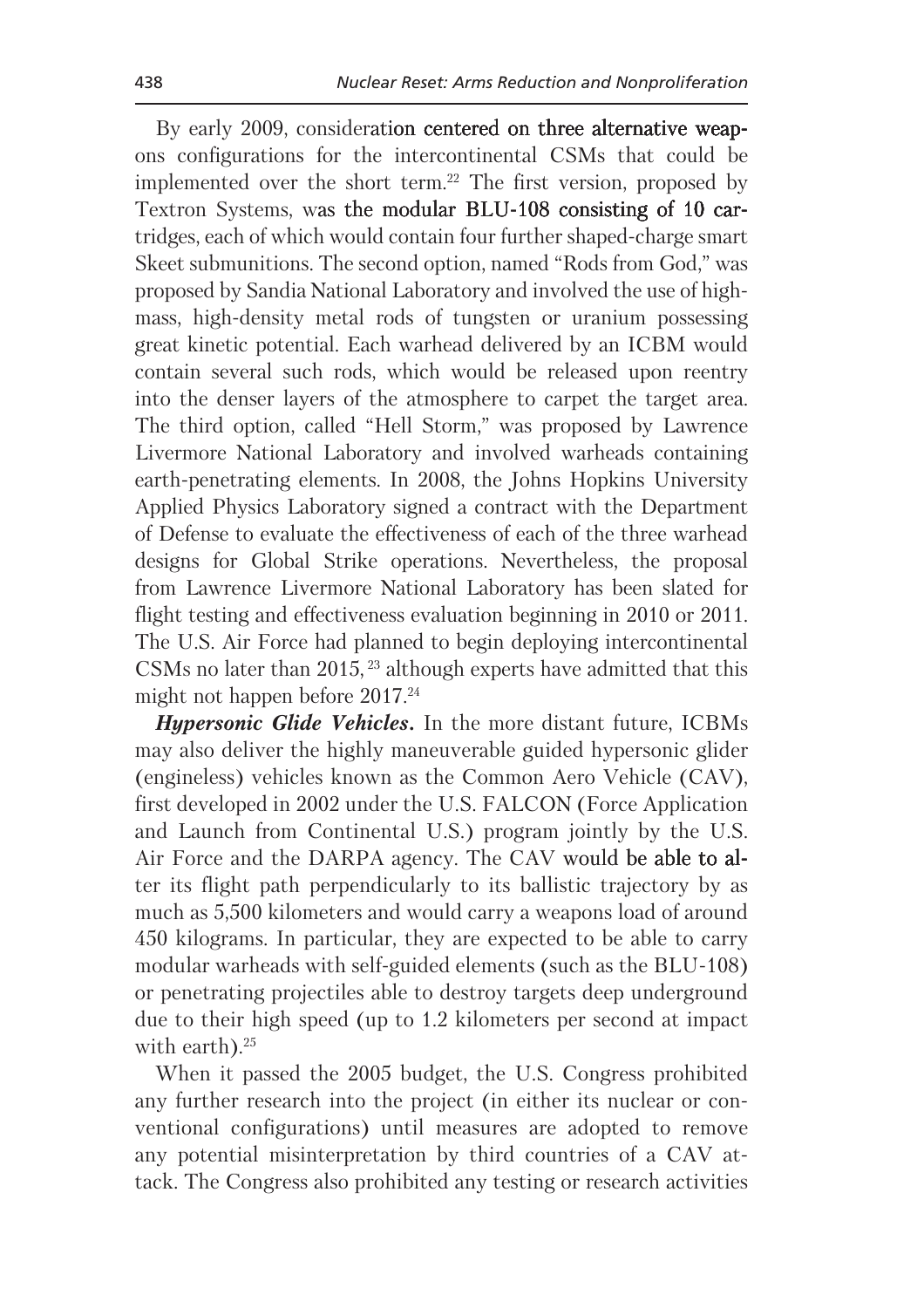By early 2009, consideration centered on three alternative weapons configurations for the intercontinental CSMs that could be implemented over the short term.[22] The first version, proposed by Textron Systems, was the modular BLU-108 consisting of 10 cartridges, each of which would contain four further shaped-charge smart Skeet submunitions. The second option, named "Rods from God," was proposed by Sandia National Laboratory and involved the use of high-mass, high-density metal rods of tungsten or uranium possessing great kinetic potential. Each warhead delivered by an ICBM would contain several such rods, which would be released upon reentry into the denser layers of the atmosphere to carpet the target area. The third option, called "Hell Storm," was proposed by Lawrence Livermore National Laboratory and involved warheads containing earth-penetrating elements. In 2008, the Johns Hopkins University Applied Physics Laboratory signed a contract with the Department of Defense to evaluate the effectiveness of each of the three warhead designs for Global Strike operations. Nevertheless, the proposal from Lawrence Livermore National Laboratory has been slated for flight testing and effectiveness evaluation beginning in 2010 or 2011. The U.S. Air Force had planned to begin deploying intercontinental CSMs no later than 2015,[23] although experts have admitted that this might not happen before 2017.[24]

***Hypersonic Glide Vehicles.*** In the more distant future, ICBMs may also deliver the highly maneuverable guided hypersonic glider (engineless) vehicles known as the Common Aero Vehicle (CAV), first developed in 2002 under the U.S. FALCON (Force Application and Launch from Continental U.S.) program jointly by the U.S. Air Force and the DARPA agency. The CAV would be able to alter its flight path perpendicularly to its ballistic trajectory by as much as 5,500 kilometers and would carry a weapons load of around 450 kilograms. In particular, they are expected to be able to carry modular warheads with self-guided elements (such as the BLU-108) or penetrating projectiles able to destroy targets deep underground due to their high speed (up to 1.2 kilometers per second at impact with earth).[25]

When it passed the 2005 budget, the U.S. Congress prohibited any further research into the project (in either its nuclear or conventional configurations) until measures are adopted to remove any potential misinterpretation by third countries of a CAV attack. The Congress also prohibited any testing or research activities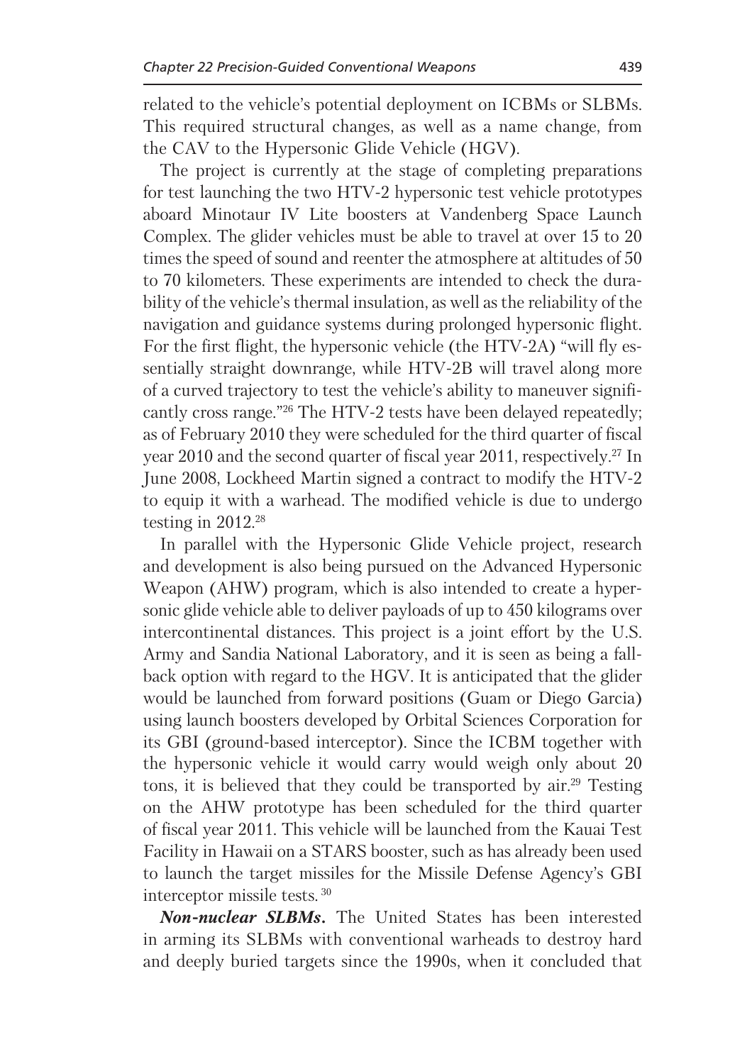related to the vehicle's potential deployment on ICBMs or SLBMs. This required structural changes, as well as a name change, from the CAV to the Hypersonic Glide Vehicle (HGV).

The project is currently at the stage of completing preparations for test launching the two HTV-2 hypersonic test vehicle prototypes aboard Minotaur IV Lite boosters at Vandenberg Space Launch Complex. The glider vehicles must be able to travel at over 15 to 20 times the speed of sound and reenter the atmosphere at altitudes of 50 to 70 kilometers. These experiments are intended to check the durability of the vehicle's thermal insulation, as well as the reliability of the navigation and guidance systems during prolonged hypersonic flight. For the first flight, the hypersonic vehicle (the HTV-2A) "will fly essentially straight downrange, while HTV-2B will travel along more of a curved trajectory to test the vehicle's ability to maneuver significantly cross range."[26] The HTV-2 tests have been delayed repeatedly; as of February 2010 they were scheduled for the third quarter of fiscal year 2010 and the second quarter of fiscal year 2011, respectively.[27] In June 2008, Lockheed Martin signed a contract to modify the HTV-2 to equip it with a warhead. The modified vehicle is due to undergo testing in 2012.[28]

In parallel with the Hypersonic Glide Vehicle project, research and development is also being pursued on the Advanced Hypersonic Weapon (AHW) program, which is also intended to create a hypersonic glide vehicle able to deliver payloads of up to 450 kilograms over intercontinental distances. This project is a joint effort by the U.S. Army and Sandia National Laboratory, and it is seen as being a fallback option with regard to the HGV. It is anticipated that the glider would be launched from forward positions (Guam or Diego Garcia) using launch boosters developed by Orbital Sciences Corporation for its GBI (ground-based interceptor). Since the ICBM together with the hypersonic vehicle it would carry would weigh only about 20 tons, it is believed that they could be transported by air.[29] Testing on the AHW prototype has been scheduled for the third quarter of fiscal year 2011. This vehicle will be launched from the Kauai Test Facility in Hawaii on a STARS booster, such as has already been used to launch the target missiles for the Missile Defense Agency's GBI interceptor missile tests.[30]

***Non-nuclear SLBMs.*** The United States has been interested in arming its SLBMs with conventional warheads to destroy hard and deeply buried targets since the 1990s, when it concluded that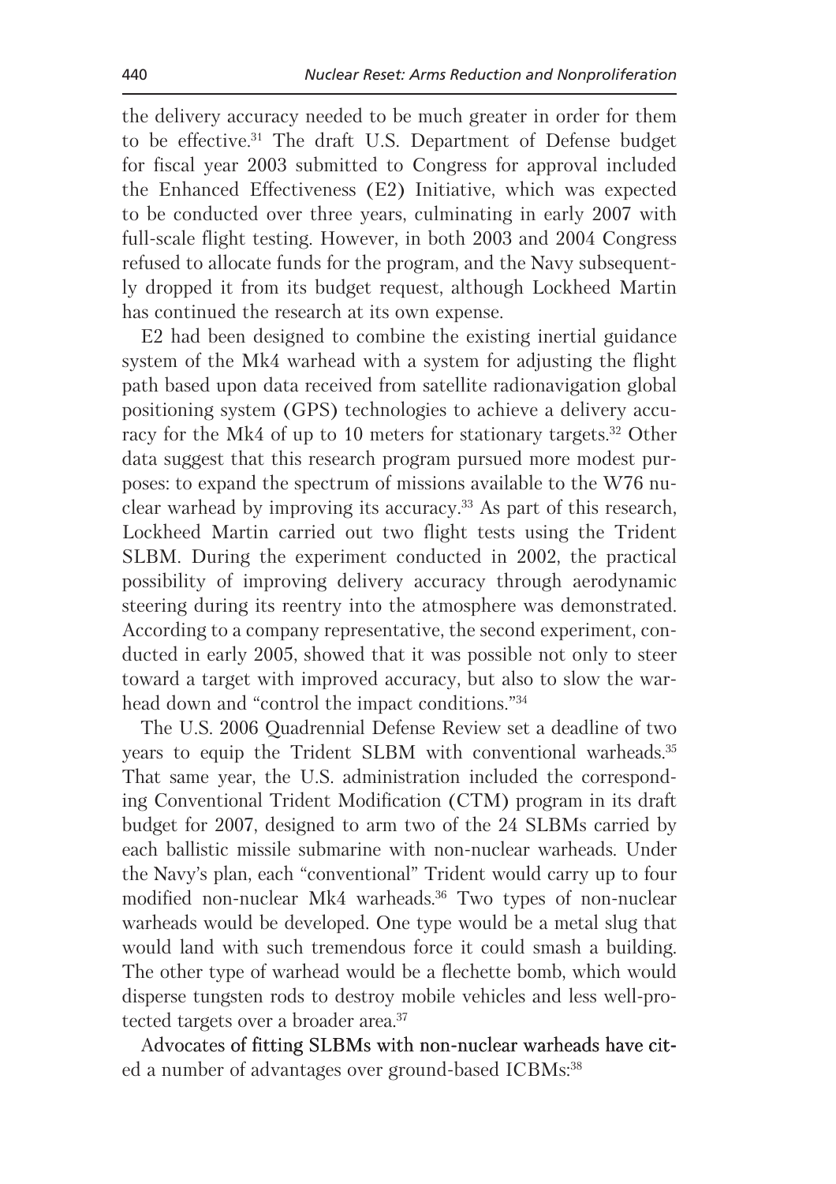the delivery accuracy needed to be much greater in order for them to be effective.[31] The draft U.S. Department of Defense budget for fiscal year 2003 submitted to Congress for approval included the Enhanced Effectiveness (E2) Initiative, which was expected to be conducted over three years, culminating in early 2007 with full-scale flight testing. However, in both 2003 and 2004 Congress refused to allocate funds for the program, and the Navy subsequently dropped it from its budget request, although Lockheed Martin has continued the research at its own expense.

E2 had been designed to combine the existing inertial guidance system of the Mk4 warhead with a system for adjusting the flight path based upon data received from satellite radionavigation global positioning system (GPS) technologies to achieve a delivery accuracy for the Mk4 of up to 10 meters for stationary targets.[32] Other data suggest that this research program pursued more modest purposes: to expand the spectrum of missions available to the W76 nuclear warhead by improving its accuracy.[33] As part of this research, Lockheed Martin carried out two flight tests using the Trident SLBM. During the experiment conducted in 2002, the practical possibility of improving delivery accuracy through aerodynamic steering during its reentry into the atmosphere was demonstrated. According to a company representative, the second experiment, conducted in early 2005, showed that it was possible not only to steer toward a target with improved accuracy, but also to slow the warhead down and "control the impact conditions."[34]

The U.S. 2006 Quadrennial Defense Review set a deadline of two years to equip the Trident SLBM with conventional warheads.[35] That same year, the U.S. administration included the corresponding Conventional Trident Modification (CTM) program in its draft budget for 2007, designed to arm two of the 24 SLBMs carried by each ballistic missile submarine with non-nuclear warheads. Under the Navy's plan, each "conventional" Trident would carry up to four modified non-nuclear Mk4 warheads.[36] Two types of non-nuclear warheads would be developed. One type would be a metal slug that would land with such tremendous force it could smash a building. The other type of warhead would be a flechette bomb, which would disperse tungsten rods to destroy mobile vehicles and less well-protected targets over a broader area.[37]

Advocates of fitting SLBMs with non-nuclear warheads have cited a number of advantages over ground-based ICBMs:[38]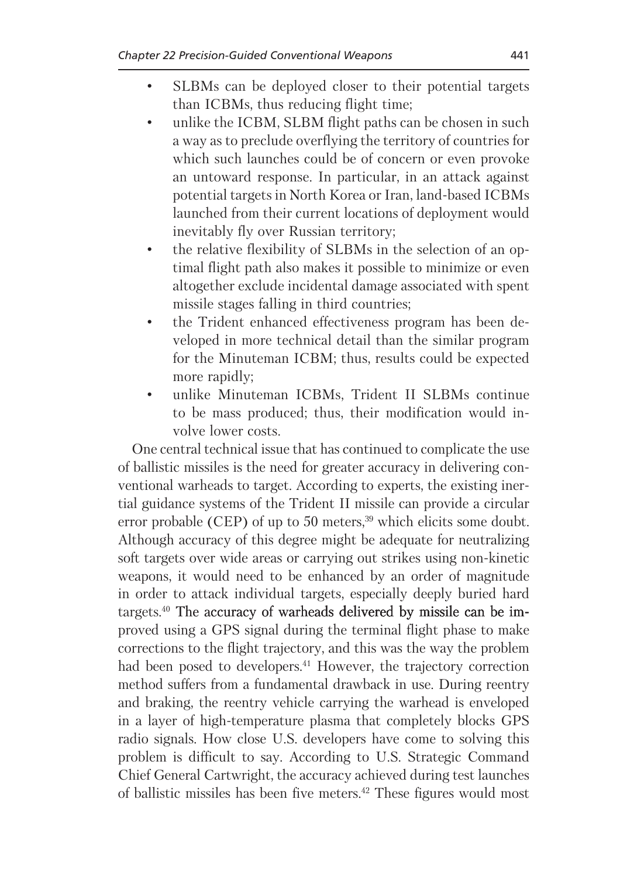- SLBMs can be deployed closer to their potential targets than ICBMs, thus reducing flight time;
- unlike the ICBM, SLBM flight paths can be chosen in such a way as to preclude overflying the territory of countries for which such launches could be of concern or even provoke an untoward response. In particular, in an attack against potential targets in North Korea or Iran, land-based ICBMs launched from their current locations of deployment would inevitably fly over Russian territory;
- the relative flexibility of SLBMs in the selection of an optimal flight path also makes it possible to minimize or even altogether exclude incidental damage associated with spent missile stages falling in third countries;
- the Trident enhanced effectiveness program has been developed in more technical detail than the similar program for the Minuteman ICBM; thus, results could be expected more rapidly;
- unlike Minuteman ICBMs, Trident II SLBMs continue to be mass produced; thus, their modification would involve lower costs.

One central technical issue that has continued to complicate the use of ballistic missiles is the need for greater accuracy in delivering conventional warheads to target. According to experts, the existing inertial guidance systems of the Trident II missile can provide a circular error probable (CEP) of up to 50 meters,[39] which elicits some doubt. Although accuracy of this degree might be adequate for neutralizing soft targets over wide areas or carrying out strikes using non-kinetic weapons, it would need to be enhanced by an order of magnitude in order to attack individual targets, especially deeply buried hard targets.[40] The accuracy of warheads delivered by missile can be improved using a GPS signal during the terminal flight phase to make corrections to the flight trajectory, and this was the way the problem had been posed to developers.[41] However, the trajectory correction method suffers from a fundamental drawback in use. During reentry and braking, the reentry vehicle carrying the warhead is enveloped in a layer of high-temperature plasma that completely blocks GPS radio signals. How close U.S. developers have come to solving this problem is difficult to say. According to U.S. Strategic Command Chief General Cartwright, the accuracy achieved during test launches of ballistic missiles has been five meters.[42] These figures would most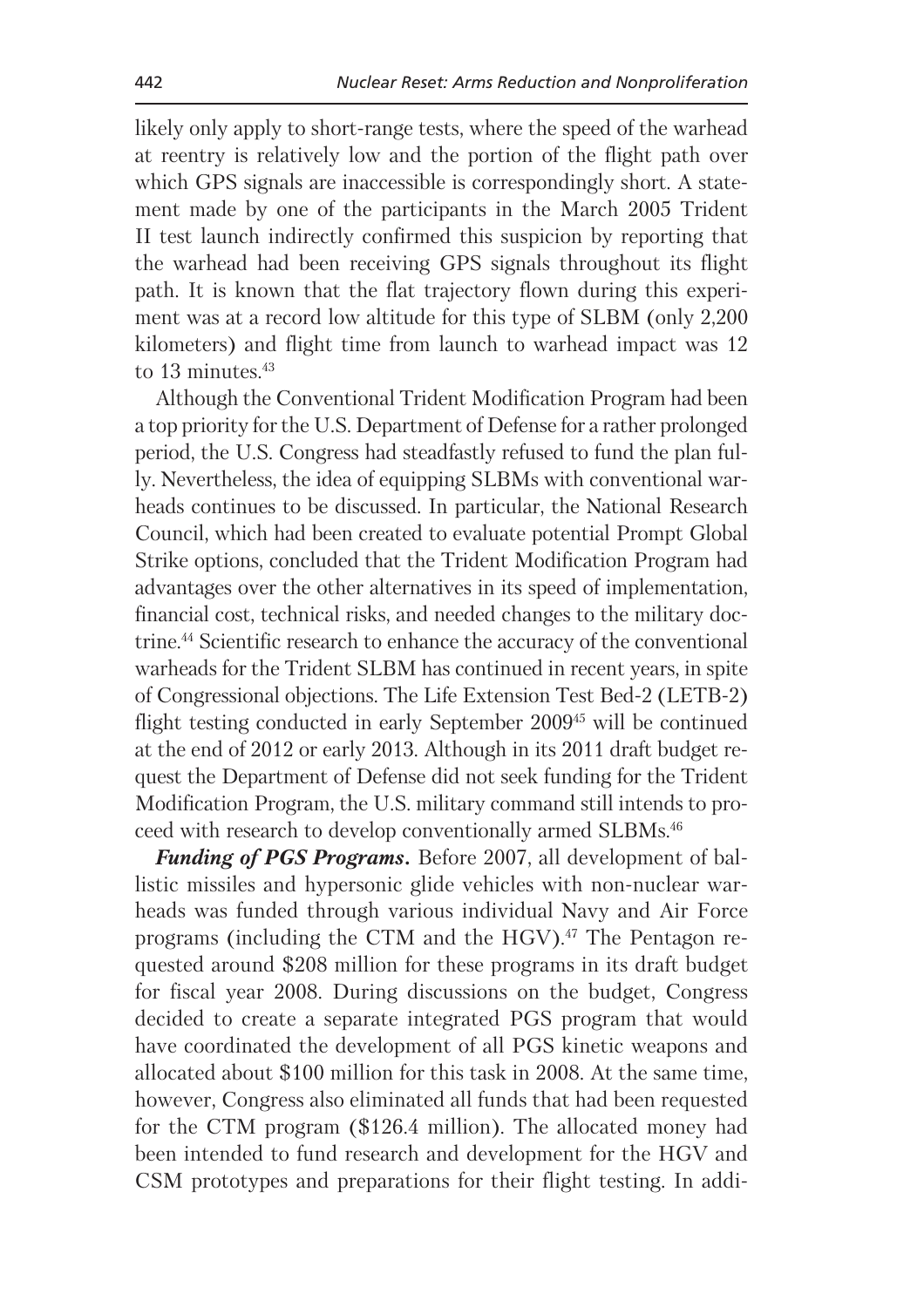likely only apply to short-range tests, where the speed of the warhead at reentry is relatively low and the portion of the flight path over which GPS signals are inaccessible is correspondingly short. A statement made by one of the participants in the March 2005 Trident II test launch indirectly confirmed this suspicion by reporting that the warhead had been receiving GPS signals throughout its flight path. It is known that the flat trajectory flown during this experiment was at a record low altitude for this type of SLBM (only 2,200 kilometers) and flight time from launch to warhead impact was 12 to 13 minutes.[43]

Although the Conventional Trident Modification Program had been a top priority for the U.S. Department of Defense for a rather prolonged period, the U.S. Congress had steadfastly refused to fund the plan fully. Nevertheless, the idea of equipping SLBMs with conventional warheads continues to be discussed. In particular, the National Research Council, which had been created to evaluate potential Prompt Global Strike options, concluded that the Trident Modification Program had advantages over the other alternatives in its speed of implementation, financial cost, technical risks, and needed changes to the military doctrine.[44] Scientific research to enhance the accuracy of the conventional warheads for the Trident SLBM has continued in recent years, in spite of Congressional objections. The Life Extension Test Bed-2 (LETB-2) flight testing conducted in early September 2009[45] will be continued at the end of 2012 or early 2013. Although in its 2011 draft budget request the Department of Defense did not seek funding for the Trident Modification Program, the U.S. military command still intends to proceed with research to develop conventionally armed SLBMs.[46]

***Funding of PGS Programs.*** Before 2007, all development of ballistic missiles and hypersonic glide vehicles with non-nuclear warheads was funded through various individual Navy and Air Force programs (including the CTM and the HGV).[47] The Pentagon requested around $208 million for these programs in its draft budget for fiscal year 2008. During discussions on the budget, Congress decided to create a separate integrated PGS program that would have coordinated the development of all PGS kinetic weapons and allocated about $100 million for this task in 2008. At the same time, however, Congress also eliminated all funds that had been requested for the CTM program ($126.4 million). The allocated money had been intended to fund research and development for the HGV and CSM prototypes and preparations for their flight testing. In addi-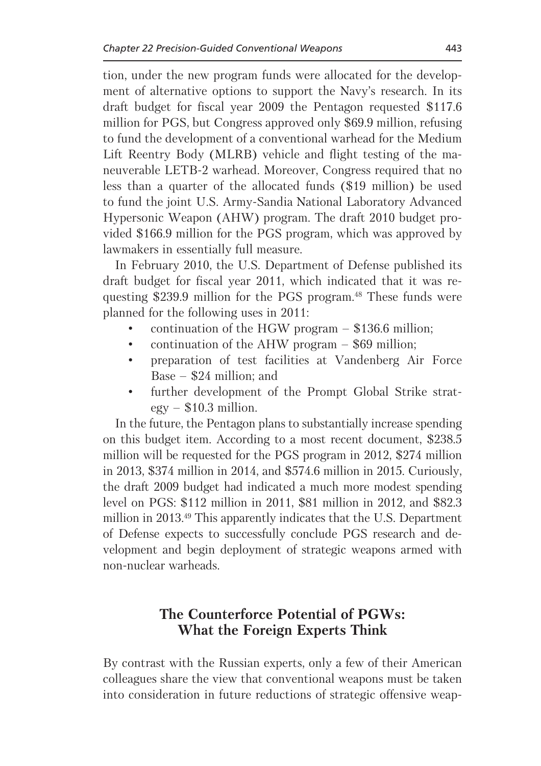tion, under the new program funds were allocated for the development of alternative options to support the Navy's research. In its draft budget for fiscal year 2009 the Pentagon requested $117.6 million for PGS, but Congress approved only $69.9 million, refusing to fund the development of a conventional warhead for the Medium Lift Reentry Body (MLRB) vehicle and flight testing of the maneuverable LETB-2 warhead. Moreover, Congress required that no less than a quarter of the allocated funds ($19 million) be used to fund the joint U.S. Army-Sandia National Laboratory Advanced Hypersonic Weapon (AHW) program. The draft 2010 budget provided $166.9 million for the PGS program, which was approved by lawmakers in essentially full measure.

In February 2010, the U.S. Department of Defense published its draft budget for fiscal year 2011, which indicated that it was requesting $239.9 million for the PGS program.[48] These funds were planned for the following uses in 2011:

- continuation of the HGW program – $136.6 million;
- continuation of the AHW program – $69 million;
- preparation of test facilities at Vandenberg Air Force Base – $24 million; and
- further development of the Prompt Global Strike strategy – $10.3 million.

In the future, the Pentagon plans to substantially increase spending on this budget item. According to a most recent document, $238.5 million will be requested for the PGS program in 2012, $274 million in 2013, $374 million in 2014, and $574.6 million in 2015. Curiously, the draft 2009 budget had indicated a much more modest spending level on PGS: $112 million in 2011, $81 million in 2012, and $82.3 million in 2013.[49] This apparently indicates that the U.S. Department of Defense expects to successfully conclude PGS research and development and begin deployment of strategic weapons armed with non-nuclear warheads.

## The Counterforce Potential of PGWs: What the Foreign Experts Think

By contrast with the Russian experts, only a few of their American colleagues share the view that conventional weapons must be taken into consideration in future reductions of strategic offensive weap-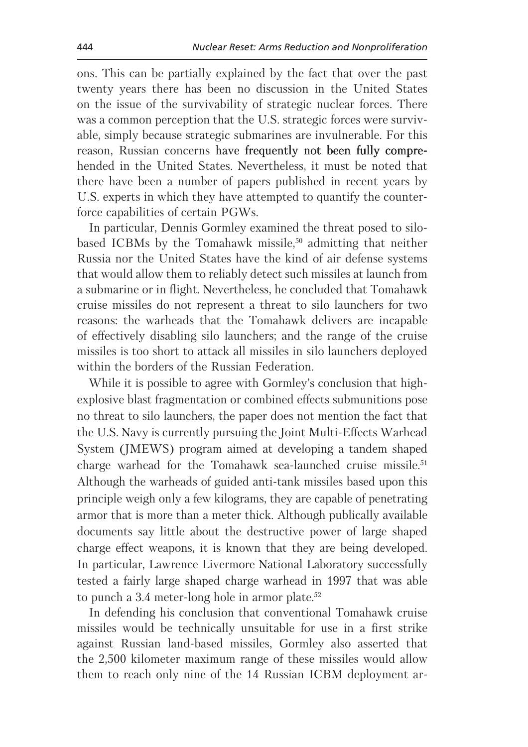ons. This can be partially explained by the fact that over the past twenty years there has been no discussion in the United States on the issue of the survivability of strategic nuclear forces. There was a common perception that the U.S. strategic forces were survivable, simply because strategic submarines are invulnerable. For this reason, Russian concerns have frequently not been fully comprehended in the United States. Nevertheless, it must be noted that there have been a number of papers published in recent years by U.S. experts in which they have attempted to quantify the counterforce capabilities of certain PGWs.

In particular, Dennis Gormley examined the threat posed to silo-based ICBMs by the Tomahawk missile,[50] admitting that neither Russia nor the United States have the kind of air defense systems that would allow them to reliably detect such missiles at launch from a submarine or in flight. Nevertheless, he concluded that Tomahawk cruise missiles do not represent a threat to silo launchers for two reasons: the warheads that the Tomahawk delivers are incapable of effectively disabling silo launchers; and the range of the cruise missiles is too short to attack all missiles in silo launchers deployed within the borders of the Russian Federation.

While it is possible to agree with Gormley's conclusion that high-explosive blast fragmentation or combined effects submunitions pose no threat to silo launchers, the paper does not mention the fact that the U.S. Navy is currently pursuing the Joint Multi-Effects Warhead System (JMEWS) program aimed at developing a tandem shaped charge warhead for the Tomahawk sea-launched cruise missile.[51] Although the warheads of guided anti-tank missiles based upon this principle weigh only a few kilograms, they are capable of penetrating armor that is more than a meter thick. Although publically available documents say little about the destructive power of large shaped charge effect weapons, it is known that they are being developed. In particular, Lawrence Livermore National Laboratory successfully tested a fairly large shaped charge warhead in 1997 that was able to punch a 3.4 meter-long hole in armor plate.[52]

In defending his conclusion that conventional Tomahawk cruise missiles would be technically unsuitable for use in a first strike against Russian land-based missiles, Gormley also asserted that the 2,500 kilometer maximum range of these missiles would allow them to reach only nine of the 14 Russian ICBM deployment ar-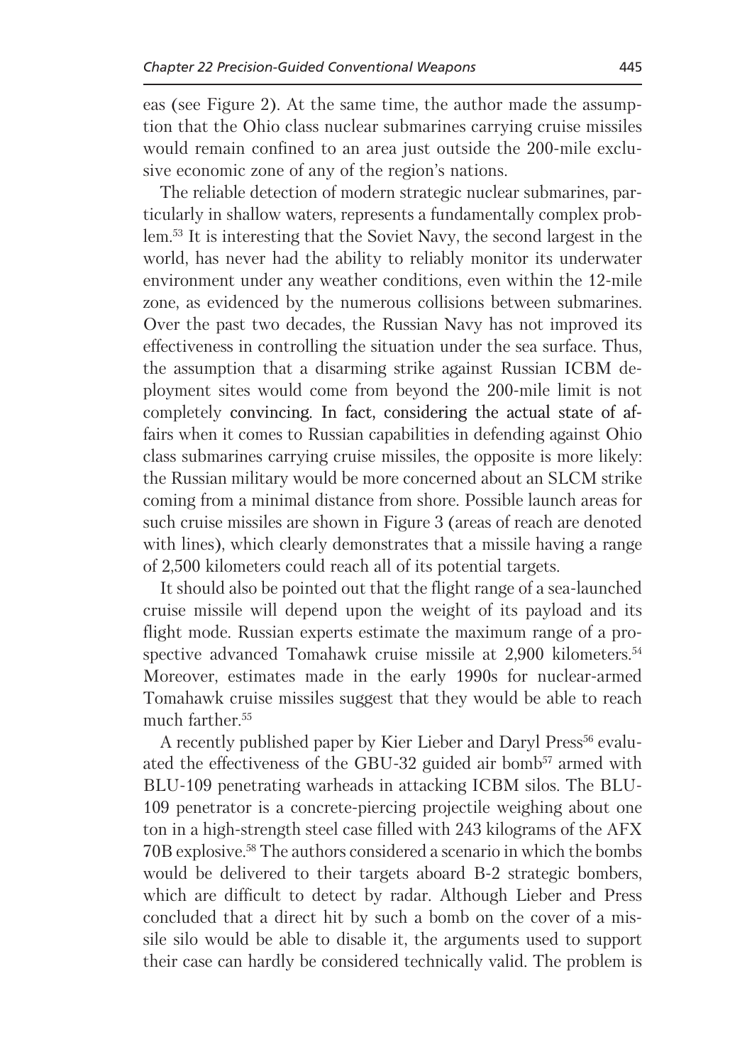eas (see Figure 2). At the same time, the author made the assumption that the Ohio class nuclear submarines carrying cruise missiles would remain confined to an area just outside the 200-mile exclusive economic zone of any of the region's nations.

The reliable detection of modern strategic nuclear submarines, particularly in shallow waters, represents a fundamentally complex problem.[53] It is interesting that the Soviet Navy, the second largest in the world, has never had the ability to reliably monitor its underwater environment under any weather conditions, even within the 12-mile zone, as evidenced by the numerous collisions between submarines. Over the past two decades, the Russian Navy has not improved its effectiveness in controlling the situation under the sea surface. Thus, the assumption that a disarming strike against Russian ICBM deployment sites would come from beyond the 200-mile limit is not completely convincing. In fact, considering the actual state of affairs when it comes to Russian capabilities in defending against Ohio class submarines carrying cruise missiles, the opposite is more likely: the Russian military would be more concerned about an SLCM strike coming from a minimal distance from shore. Possible launch areas for such cruise missiles are shown in Figure 3 (areas of reach are denoted with lines), which clearly demonstrates that a missile having a range of 2,500 kilometers could reach all of its potential targets.

It should also be pointed out that the flight range of a sea-launched cruise missile will depend upon the weight of its payload and its flight mode. Russian experts estimate the maximum range of a prospective advanced Tomahawk cruise missile at 2,900 kilometers.[54] Moreover, estimates made in the early 1990s for nuclear-armed Tomahawk cruise missiles suggest that they would be able to reach much farther.[55]

A recently published paper by Kier Lieber and Daryl Press[56] evaluated the effectiveness of the GBU-32 guided air bomb[57] armed with BLU-109 penetrating warheads in attacking ICBM silos. The BLU-109 penetrator is a concrete-piercing projectile weighing about one ton in a high-strength steel case filled with 243 kilograms of the AFX 70B explosive.[58] The authors considered a scenario in which the bombs would be delivered to their targets aboard B-2 strategic bombers, which are difficult to detect by radar. Although Lieber and Press concluded that a direct hit by such a bomb on the cover of a missile silo would be able to disable it, the arguments used to support their case can hardly be considered technically valid. The problem is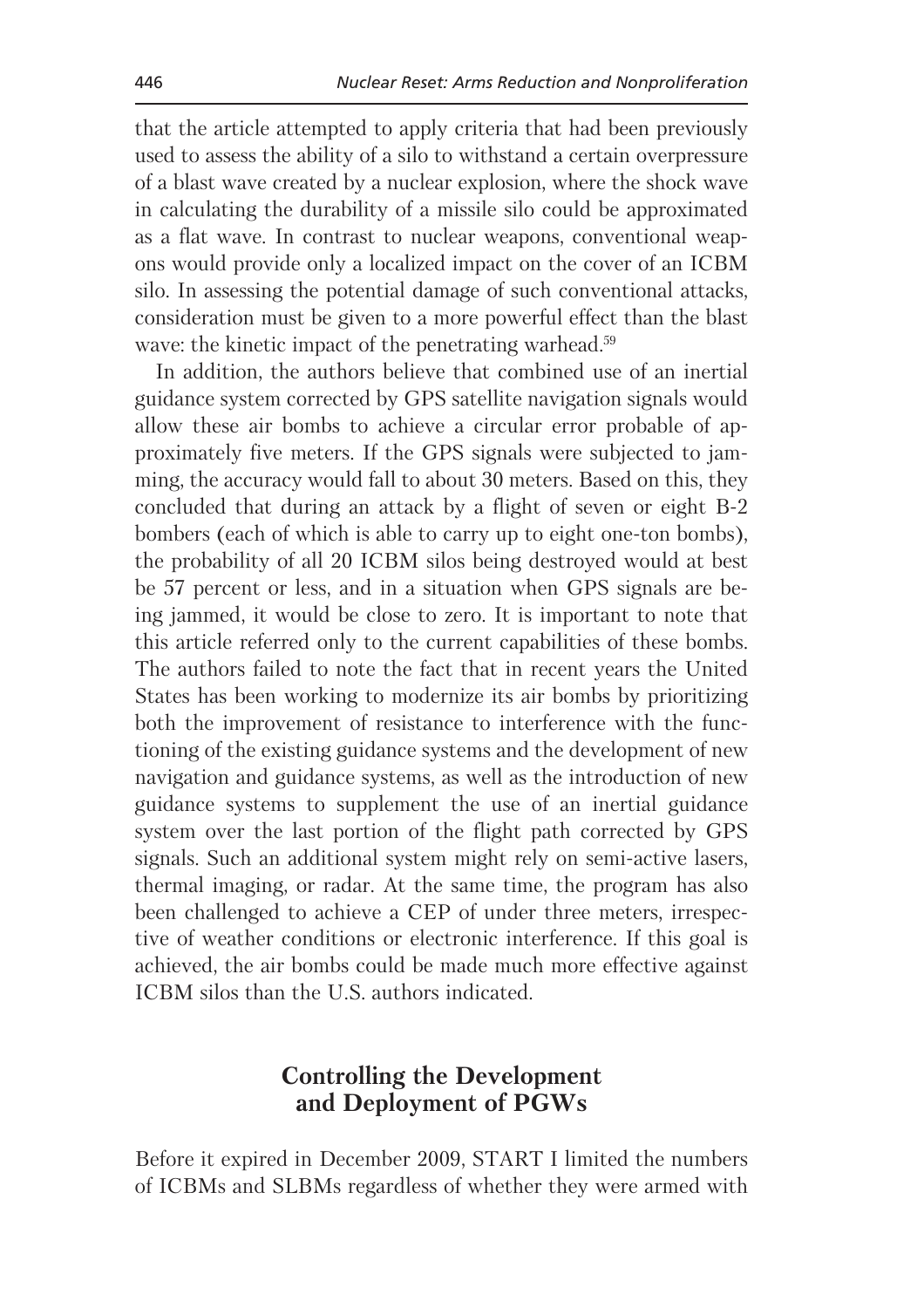that the article attempted to apply criteria that had been previously used to assess the ability of a silo to withstand a certain overpressure of a blast wave created by a nuclear explosion, where the shock wave in calculating the durability of a missile silo could be approximated as a flat wave. In contrast to nuclear weapons, conventional weapons would provide only a localized impact on the cover of an ICBM silo. In assessing the potential damage of such conventional attacks, consideration must be given to a more powerful effect than the blast wave: the kinetic impact of the penetrating warhead.[59]

In addition, the authors believe that combined use of an inertial guidance system corrected by GPS satellite navigation signals would allow these air bombs to achieve a circular error probable of approximately five meters. If the GPS signals were subjected to jamming, the accuracy would fall to about 30 meters. Based on this, they concluded that during an attack by a flight of seven or eight B-2 bombers (each of which is able to carry up to eight one-ton bombs), the probability of all 20 ICBM silos being destroyed would at best be 57 percent or less, and in a situation when GPS signals are being jammed, it would be close to zero. It is important to note that this article referred only to the current capabilities of these bombs. The authors failed to note the fact that in recent years the United States has been working to modernize its air bombs by prioritizing both the improvement of resistance to interference with the functioning of the existing guidance systems and the development of new navigation and guidance systems, as well as the introduction of new guidance systems to supplement the use of an inertial guidance system over the last portion of the flight path corrected by GPS signals. Such an additional system might rely on semi-active lasers, thermal imaging, or radar. At the same time, the program has also been challenged to achieve a CEP of under three meters, irrespective of weather conditions or electronic interference. If this goal is achieved, the air bombs could be made much more effective against ICBM silos than the U.S. authors indicated.

## Controlling the Development and Deployment of PGWs

Before it expired in December 2009, START I limited the numbers of ICBMs and SLBMs regardless of whether they were armed with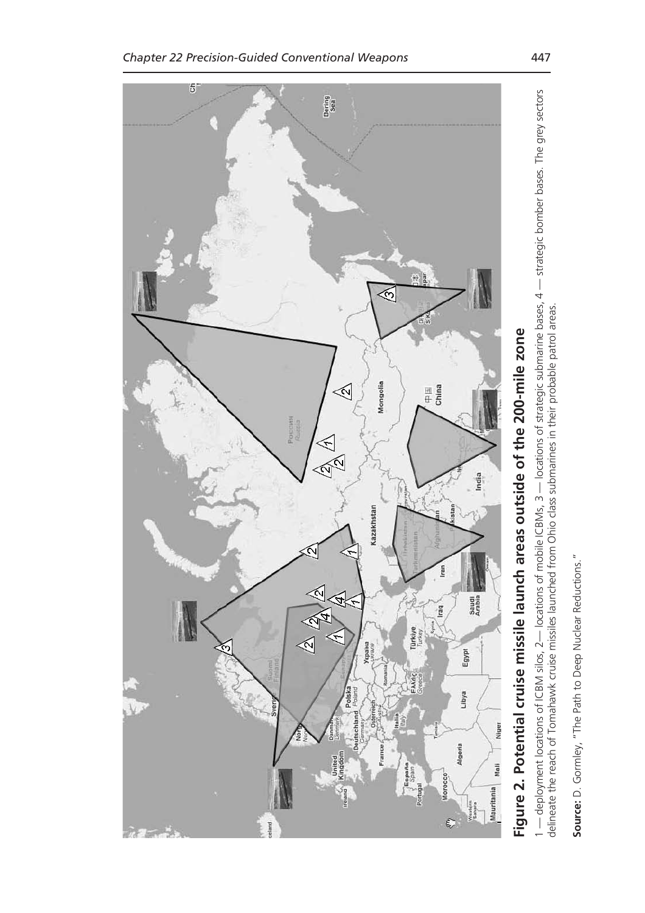**Figure 2. Potential cruise missile launch areas outside of the 200-mile zone**

1 — deployment locations of ICBM silos, 2— locations of mobile ICBMs, 3 — locations of strategic submarine bases, 4 — strategic bomber bases. The grey sectors delineate the reach of Tomahawk cruise missiles launched from Ohio class submarines in their probable patrol areas.

**Source:** D. Gormley, "The Path to Deep Nuclear Reductions."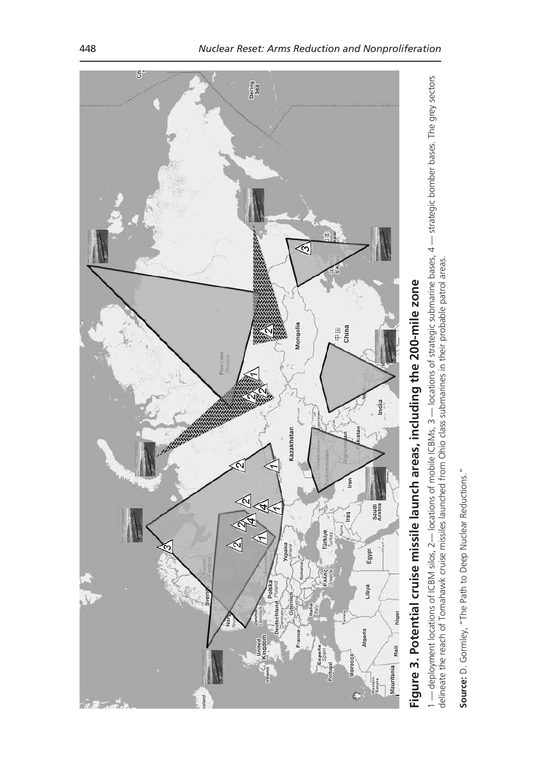**Figure 3. Potential cruise missile launch areas, including the 200-mile zone**

1 — deployment locations of ICBM silos, 2— locations of mobile ICBMs, 3 — locations of strategic submarine bases, 4 — strategic bomber bases. The grey sectors delineate the reach of Tomahawk cruise missiles launched from Ohio class submarines in their probable patrol areas.

**Source:** D. Gormley, "The Path to Deep Nuclear Reductions."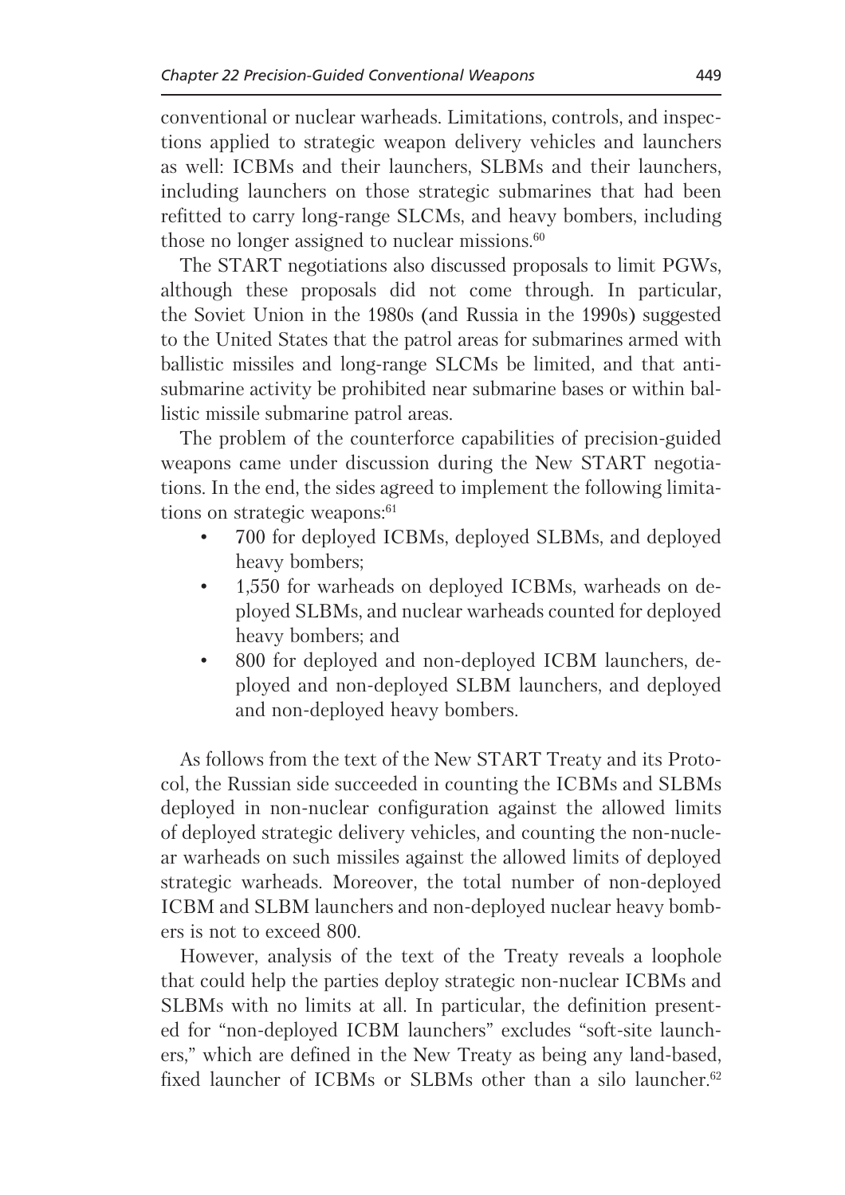conventional or nuclear warheads. Limitations, controls, and inspections applied to strategic weapon delivery vehicles and launchers as well: ICBMs and their launchers, SLBMs and their launchers, including launchers on those strategic submarines that had been refitted to carry long-range SLCMs, and heavy bombers, including those no longer assigned to nuclear missions.[60]

The START negotiations also discussed proposals to limit PGWs, although these proposals did not come through. In particular, the Soviet Union in the 1980s (and Russia in the 1990s) suggested to the United States that the patrol areas for submarines armed with ballistic missiles and long-range SLCMs be limited, and that anti-submarine activity be prohibited near submarine bases or within ballistic missile submarine patrol areas.

The problem of the counterforce capabilities of precision-guided weapons came under discussion during the New START negotiations. In the end, the sides agreed to implement the following limitations on strategic weapons:[61]

- 700 for deployed ICBMs, deployed SLBMs, and deployed heavy bombers;
- 1,550 for warheads on deployed ICBMs, warheads on deployed SLBMs, and nuclear warheads counted for deployed heavy bombers; and
- 800 for deployed and non-deployed ICBM launchers, deployed and non-deployed SLBM launchers, and deployed and non-deployed heavy bombers.

As follows from the text of the New START Treaty and its Protocol, the Russian side succeeded in counting the ICBMs and SLBMs deployed in non-nuclear configuration against the allowed limits of deployed strategic delivery vehicles, and counting the non-nuclear warheads on such missiles against the allowed limits of deployed strategic warheads. Moreover, the total number of non-deployed ICBM and SLBM launchers and non-deployed nuclear heavy bombers is not to exceed 800.

However, analysis of the text of the Treaty reveals a loophole that could help the parties deploy strategic non-nuclear ICBMs and SLBMs with no limits at all. In particular, the definition presented for "non-deployed ICBM launchers" excludes "soft-site launchers," which are defined in the New Treaty as being any land-based, fixed launcher of ICBMs or SLBMs other than a silo launcher.[62]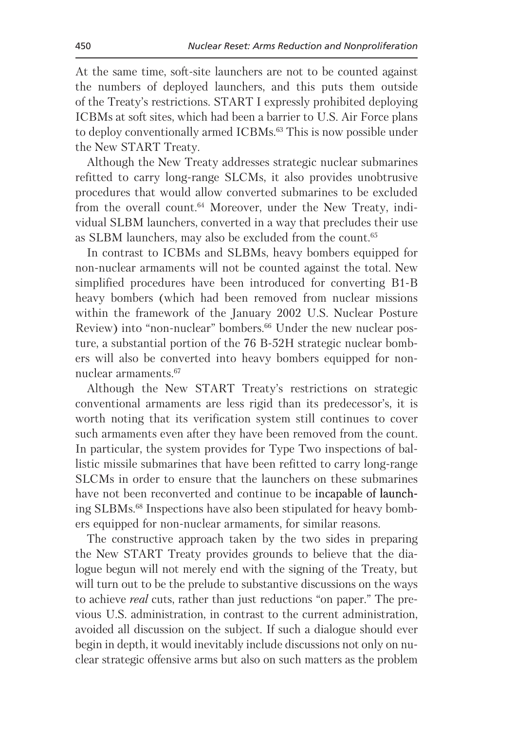At the same time, soft-site launchers are not to be counted against the numbers of deployed launchers, and this puts them outside of the Treaty's restrictions. START I expressly prohibited deploying ICBMs at soft sites, which had been a barrier to U.S. Air Force plans to deploy conventionally armed ICBMs.[63] This is now possible under the New START Treaty.

Although the New Treaty addresses strategic nuclear submarines refitted to carry long-range SLCMs, it also provides unobtrusive procedures that would allow converted submarines to be excluded from the overall count.[64] Moreover, under the New Treaty, individual SLBM launchers, converted in a way that precludes their use as SLBM launchers, may also be excluded from the count.[65]

In contrast to ICBMs and SLBMs, heavy bombers equipped for non-nuclear armaments will not be counted against the total. New simplified procedures have been introduced for converting B1-B heavy bombers (which had been removed from nuclear missions within the framework of the January 2002 U.S. Nuclear Posture Review) into "non-nuclear" bombers.[66] Under the new nuclear posture, a substantial portion of the 76 B-52H strategic nuclear bombers will also be converted into heavy bombers equipped for non-nuclear armaments.[67]

Although the New START Treaty's restrictions on strategic conventional armaments are less rigid than its predecessor's, it is worth noting that its verification system still continues to cover such armaments even after they have been removed from the count. In particular, the system provides for Type Two inspections of ballistic missile submarines that have been refitted to carry long-range SLCMs in order to ensure that the launchers on these submarines have not been reconverted and continue to be incapable of launching SLBMs.[68] Inspections have also been stipulated for heavy bombers equipped for non-nuclear armaments, for similar reasons.

The constructive approach taken by the two sides in preparing the New START Treaty provides grounds to believe that the dialogue begun will not merely end with the signing of the Treaty, but will turn out to be the prelude to substantive discussions on the ways to achieve *real* cuts, rather than just reductions "on paper." The previous U.S. administration, in contrast to the current administration, avoided all discussion on the subject. If such a dialogue should ever begin in depth, it would inevitably include discussions not only on nuclear strategic offensive arms but also on such matters as the problem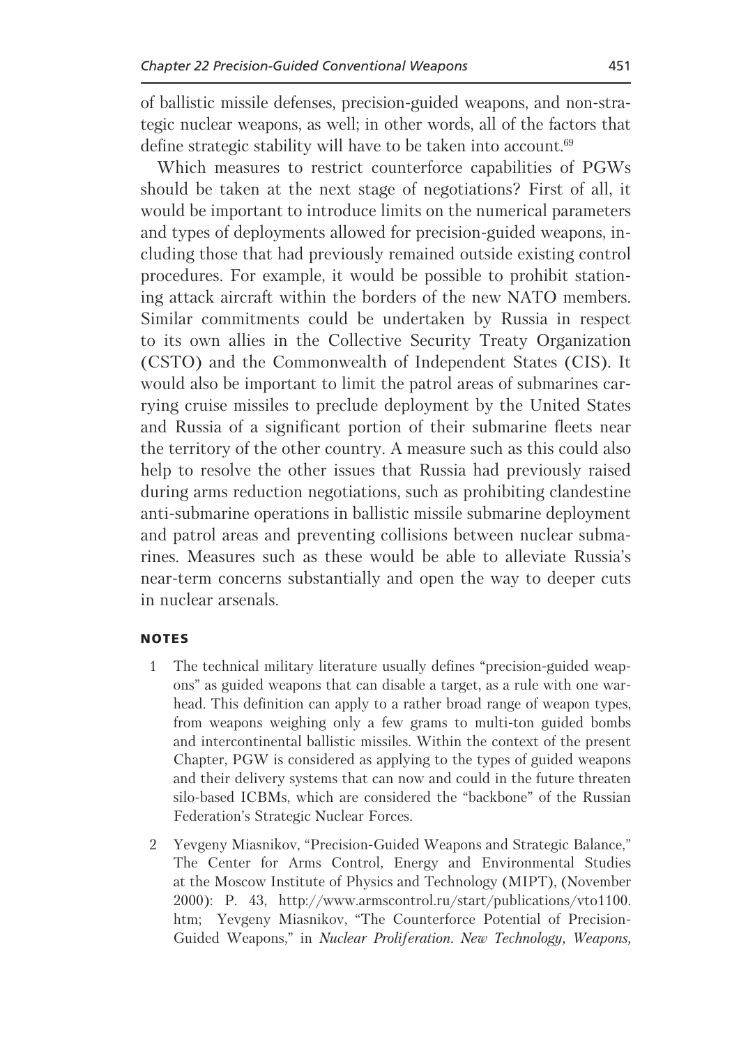of ballistic missile defenses, precision-guided weapons, and non-strategic nuclear weapons, as well; in other words, all of the factors that define strategic stability will have to be taken into account.[69]

Which measures to restrict counterforce capabilities of PGWs should be taken at the next stage of negotiations? First of all, it would be important to introduce limits on the numerical parameters and types of deployments allowed for precision-guided weapons, including those that had previously remained outside existing control procedures. For example, it would be possible to prohibit stationing attack aircraft within the borders of the new NATO members. Similar commitments could be undertaken by Russia in respect to its own allies in the Collective Security Treaty Organization (CSTO) and the Commonwealth of Independent States (CIS). It would also be important to limit the patrol areas of submarines carrying cruise missiles to preclude deployment by the United States and Russia of a significant portion of their submarine fleets near the territory of the other country. A measure such as this could also help to resolve the other issues that Russia had previously raised during arms reduction negotiations, such as prohibiting clandestine anti-submarine operations in ballistic missile submarine deployment and patrol areas and preventing collisions between nuclear submarines. Measures such as these would be able to alleviate Russia's near-term concerns substantially and open the way to deeper cuts in nuclear arsenals.

## NOTES

1. The technical military literature usually defines "precision-guided weapons" as guided weapons that can disable a target, as a rule with one warhead. This definition can apply to a rather broad range of weapon types, from weapons weighing only a few grams to multi-ton guided bombs and intercontinental ballistic missiles. Within the context of the present Chapter, PGW is considered as applying to the types of guided weapons and their delivery systems that can now and could in the future threaten silo-based ICBMs, which are considered the "backbone" of the Russian Federation's Strategic Nuclear Forces.
2. Yevgeny Miasnikov, "Precision-Guided Weapons and Strategic Balance," The Center for Arms Control, Energy and Environmental Studies at the Moscow Institute of Physics and Technology (MIPT), (November 2000): P. 43, http://www.armscontrol.ru/start/publications/vto1100.htm; Yevgeny Miasnikov, "The Counterforce Potential of Precision-Guided Weapons," in *Nuclear Proliferation. New Technology, Weapons,*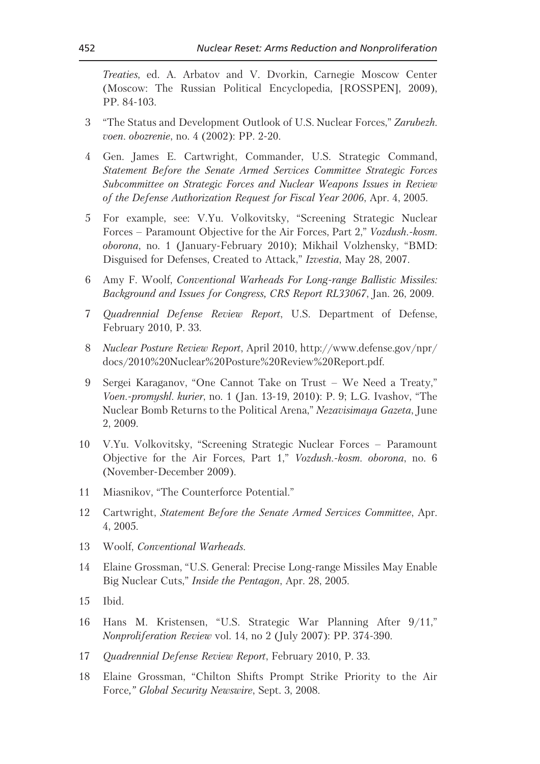*Treaties*, ed. A. Arbatov and V. Dvorkin, Carnegie Moscow Center (Moscow: The Russian Political Encyclopedia, [ROSSPEN], 2009), PP. 84-103.

3 "The Status and Development Outlook of U.S. Nuclear Forces," *Zarubezh. voen. obozrenie*, no. 4 (2002): PP. 2-20.

4 Gen. James E. Cartwright, Commander, U.S. Strategic Command, *Statement Before the Senate Armed Services Committee Strategic Forces Subcommittee on Strategic Forces and Nuclear Weapons Issues in Review of the Defense Authorization Request for Fiscal Year 2006*, Apr. 4, 2005.

5 For example, see: V.Yu. Volkovitsky, "Screening Strategic Nuclear Forces – Paramount Objective for the Air Forces, Part 2," *Vozdush.-kosm. oborona*, no. 1 (January-February 2010); Mikhail Volzhensky, "BMD: Disguised for Defenses, Created to Attack," *Izvestia*, May 28, 2007.

6 Amy F. Woolf, *Conventional Warheads For Long-range Ballistic Missiles: Background and Issues for Congress, CRS Report RL33067*, Jan. 26, 2009.

7 *Quadrennial Defense Review Report*, U.S. Department of Defense, February 2010, P. 33.

8 *Nuclear Posture Review Report*, April 2010, http://www.defense.gov/npr/docs/2010%20Nuclear%20Posture%20Review%20Report.pdf.

9 Sergei Karaganov, "One Cannot Take on Trust – We Need a Treaty," *Voen.-promyshl. kurier*, no. 1 (Jan. 13-19, 2010): P. 9; L.G. Ivashov, "The Nuclear Bomb Returns to the Political Arena," *Nezavisimaya Gazeta*, June 2, 2009.

10 V.Yu. Volkovitsky, "Screening Strategic Nuclear Forces – Paramount Objective for the Air Forces, Part 1," *Vozdush.-kosm. oborona*, no. 6 (November-December 2009).

11 Miasnikov, "The Counterforce Potential."

12 Cartwright, *Statement Before the Senate Armed Services Committee*, Apr. 4, 2005.

13 Woolf, *Conventional Warheads*.

14 Elaine Grossman, "U.S. General: Precise Long-range Missiles May Enable Big Nuclear Cuts," *Inside the Pentagon*, Apr. 28, 2005.

15 Ibid.

16 Hans M. Kristensen, "U.S. Strategic War Planning After 9/11," *Nonproliferation Review* vol. 14, no 2 (July 2007): PP. 374-390.

17 *Quadrennial Defense Review Report*, February 2010, P. 33.

18 Elaine Grossman, "Chilton Shifts Prompt Strike Priority to the Air Force," *Global Security Newswire*, Sept. 3, 2008.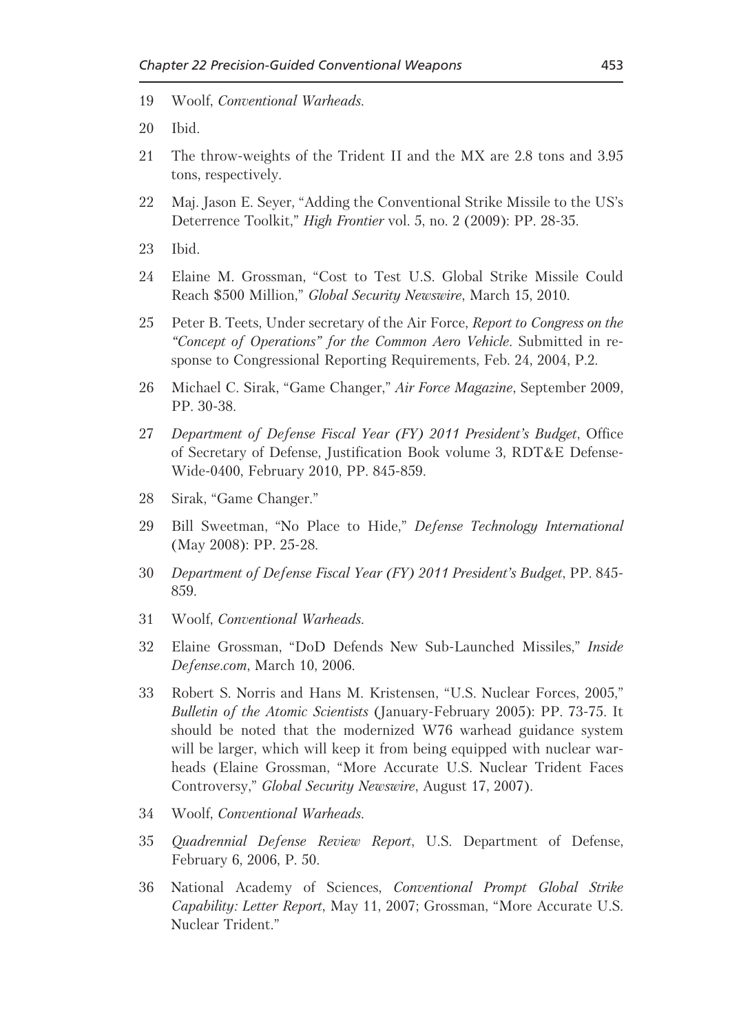19 Woolf, *Conventional Warheads.*

20 Ibid.

21 The throw-weights of the Trident II and the MX are 2.8 tons and 3.95 tons, respectively.

22 Maj. Jason E. Seyer, "Adding the Conventional Strike Missile to the US's Deterrence Toolkit," *High Frontier* vol. 5, no. 2 (2009): PP. 28-35.

23 Ibid.

24 Elaine M. Grossman, "Cost to Test U.S. Global Strike Missile Could Reach $500 Million," *Global Security Newswire*, March 15, 2010.

25 Peter B. Teets, Under secretary of the Air Force, *Report to Congress on the "Concept of Operations" for the Common Aero Vehicle*. Submitted in response to Congressional Reporting Requirements, Feb. 24, 2004, P.2.

26 Michael C. Sirak, "Game Changer," *Air Force Magazine*, September 2009, PP. 30-38.

27 *Department of Defense Fiscal Year (FY) 2011 President's Budget*, Office of Secretary of Defense, Justification Book volume 3, RDT&E Defense-Wide-0400, February 2010, PP. 845-859.

28 Sirak, "Game Changer."

29 Bill Sweetman, "No Place to Hide," *Defense Technology International* (May 2008): PP. 25-28.

30 *Department of Defense Fiscal Year (FY) 2011 President's Budget*, PP. 845-859.

31 Woolf, *Conventional Warheads.*

32 Elaine Grossman, "DoD Defends New Sub-Launched Missiles," *Inside Defense.com*, March 10, 2006.

33 Robert S. Norris and Hans M. Kristensen, "U.S. Nuclear Forces, 2005," *Bulletin of the Atomic Scientists* (January-February 2005): PP. 73-75. It should be noted that the modernized W76 warhead guidance system will be larger, which will keep it from being equipped with nuclear warheads (Elaine Grossman, "More Accurate U.S. Nuclear Trident Faces Controversy," *Global Security Newswire*, August 17, 2007).

34 Woolf, *Conventional Warheads.*

35 *Quadrennial Defense Review Report*, U.S. Department of Defense, February 6, 2006, P. 50.

36 National Academy of Sciences, *Conventional Prompt Global Strike Capability: Letter Report*, May 11, 2007; Grossman, "More Accurate U.S. Nuclear Trident."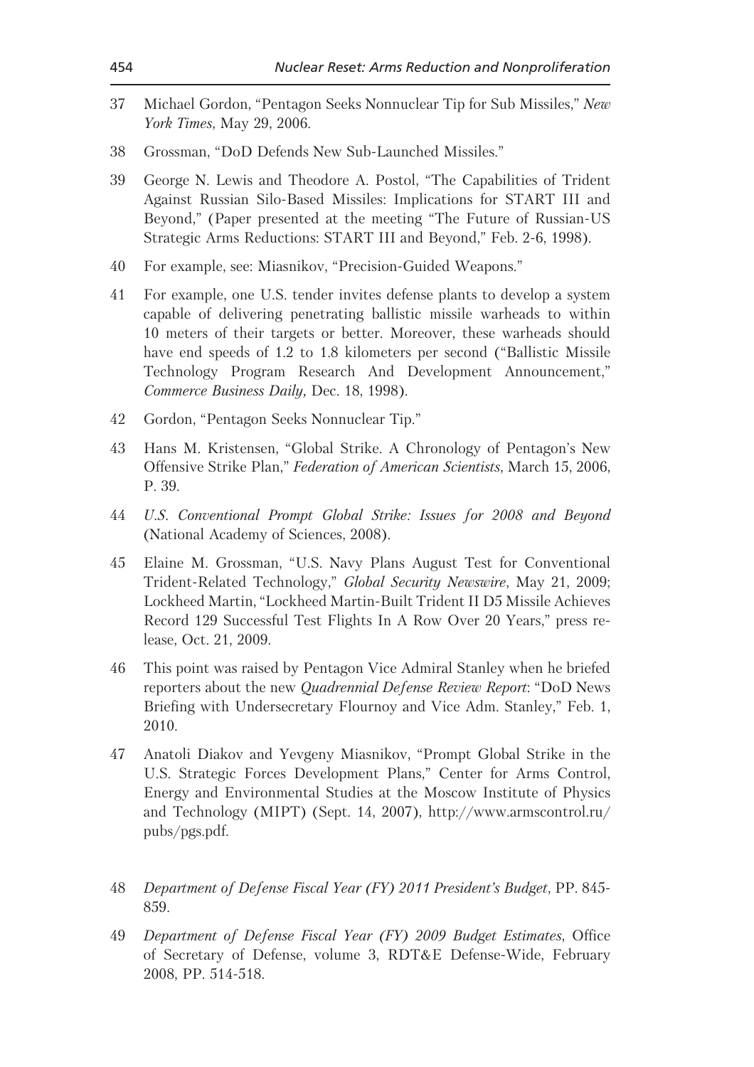37 Michael Gordon, "Pentagon Seeks Nonnuclear Tip for Sub Missiles," *New York Times*, May 29, 2006.

38 Grossman, "DoD Defends New Sub-Launched Missiles."

39 George N. Lewis and Theodore A. Postol, "The Capabilities of Trident Against Russian Silo-Based Missiles: Implications for START III and Beyond," (Paper presented at the meeting "The Future of Russian-US Strategic Arms Reductions: START III and Beyond," Feb. 2-6, 1998).

40 For example, see: Miasnikov, "Precision-Guided Weapons."

41 For example, one U.S. tender invites defense plants to develop a system capable of delivering penetrating ballistic missile warheads to within 10 meters of their targets or better. Moreover, these warheads should have end speeds of 1.2 to 1.8 kilometers per second ("Ballistic Missile Technology Program Research And Development Announcement," *Commerce Business Daily,* Dec. 18, 1998).

42 Gordon, "Pentagon Seeks Nonnuclear Tip."

43 Hans M. Kristensen, "Global Strike. A Chronology of Pentagon's New Offensive Strike Plan," *Federation of American Scientists*, March 15, 2006, P. 39.

44 *U.S. Conventional Prompt Global Strike: Issues for 2008 and Beyond* (National Academy of Sciences, 2008).

45 Elaine M. Grossman, "U.S. Navy Plans August Test for Conventional Trident-Related Technology," *Global Security Newswire*, May 21, 2009; Lockheed Martin, "Lockheed Martin-Built Trident II D5 Missile Achieves Record 129 Successful Test Flights In A Row Over 20 Years," press release, Oct. 21, 2009.

46 This point was raised by Pentagon Vice Admiral Stanley when he briefed reporters about the new *Quadrennial Defense Review Report*: "DoD News Briefing with Undersecretary Flournoy and Vice Adm. Stanley," Feb. 1, 2010.

47 Anatoli Diakov and Yevgeny Miasnikov, "Prompt Global Strike in the U.S. Strategic Forces Development Plans," Center for Arms Control, Energy and Environmental Studies at the Moscow Institute of Physics and Technology (MIPT) (Sept. 14, 2007), http://www.armscontrol.ru/pubs/pgs.pdf.

48 *Department of Defense Fiscal Year (FY) 2011 President's Budget*, PP. 845-859.

49 *Department of Defense Fiscal Year (FY) 2009 Budget Estimates*, Office of Secretary of Defense, volume 3, RDT&E Defense-Wide, February 2008, PP. 514-518.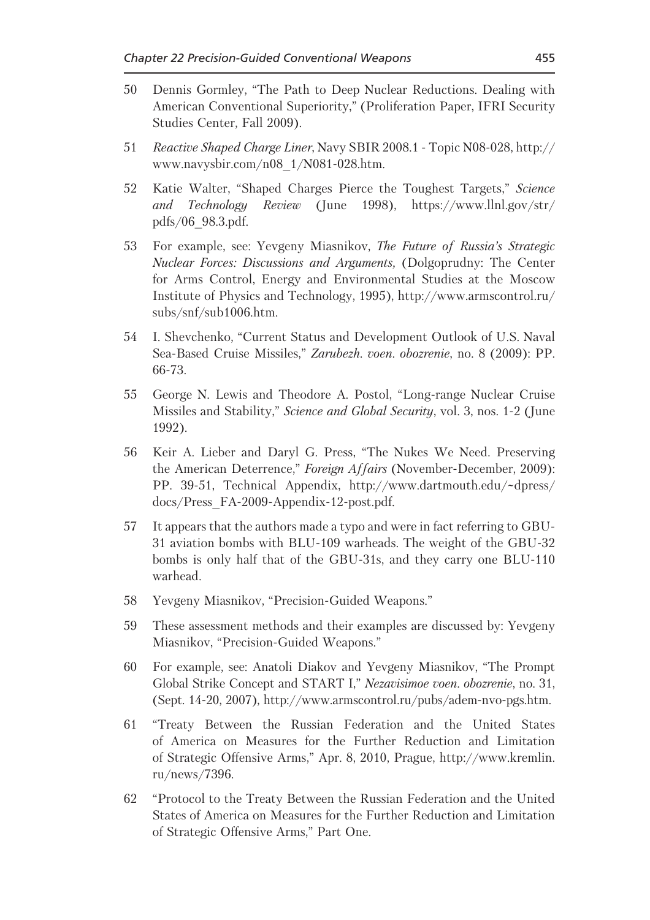50 Dennis Gormley, "The Path to Deep Nuclear Reductions. Dealing with American Conventional Superiority," (Proliferation Paper, IFRI Security Studies Center, Fall 2009).

51 *Reactive Shaped Charge Liner*, Navy SBIR 2008.1 - Topic N08-028, http://www.navysbir.com/n08_1/N081-028.htm.

52 Katie Walter, "Shaped Charges Pierce the Toughest Targets," *Science and Technology Review* (June 1998), https://www.llnl.gov/str/pdfs/06_98.3.pdf.

53 For example, see: Yevgeny Miasnikov, *The Future of Russia's Strategic Nuclear Forces: Discussions and Arguments,* (Dolgoprudny: The Center for Arms Control, Energy and Environmental Studies at the Moscow Institute of Physics and Technology, 1995), http://www.armscontrol.ru/subs/snf/sub1006.htm.

54 I. Shevchenko, "Current Status and Development Outlook of U.S. Naval Sea-Based Cruise Missiles," *Zarubezh. voen. obozrenie*, no. 8 (2009): PP. 66-73.

55 George N. Lewis and Theodore A. Postol, "Long-range Nuclear Cruise Missiles and Stability," *Science and Global Security*, vol. 3, nos. 1-2 (June 1992).

56 Keir A. Lieber and Daryl G. Press, "The Nukes We Need. Preserving the American Deterrence," *Foreign Affairs* (November-December, 2009): PP. 39-51, Technical Appendix, http://www.dartmouth.edu/~dpress/docs/Press_FA-2009-Appendix-12-post.pdf.

57 It appears that the authors made a typo and were in fact referring to GBU-31 aviation bombs with BLU-109 warheads. The weight of the GBU-32 bombs is only half that of the GBU-31s, and they carry one BLU-110 warhead.

58 Yevgeny Miasnikov, "Precision-Guided Weapons."

59 These assessment methods and their examples are discussed by: Yevgeny Miasnikov, "Precision-Guided Weapons."

60 For example, see: Anatoli Diakov and Yevgeny Miasnikov, "The Prompt Global Strike Concept and START I," *Nezavisimoe voen. obozrenie*, no. 31, (Sept. 14-20, 2007), http://www.armscontrol.ru/pubs/adem-nvo-pgs.htm.

61 "Treaty Between the Russian Federation and the United States of America on Measures for the Further Reduction and Limitation of Strategic Offensive Arms," Apr. 8, 2010, Prague, http://www.kremlin.ru/news/7396.

62 "Protocol to the Treaty Between the Russian Federation and the United States of America on Measures for the Further Reduction and Limitation of Strategic Offensive Arms," Part One.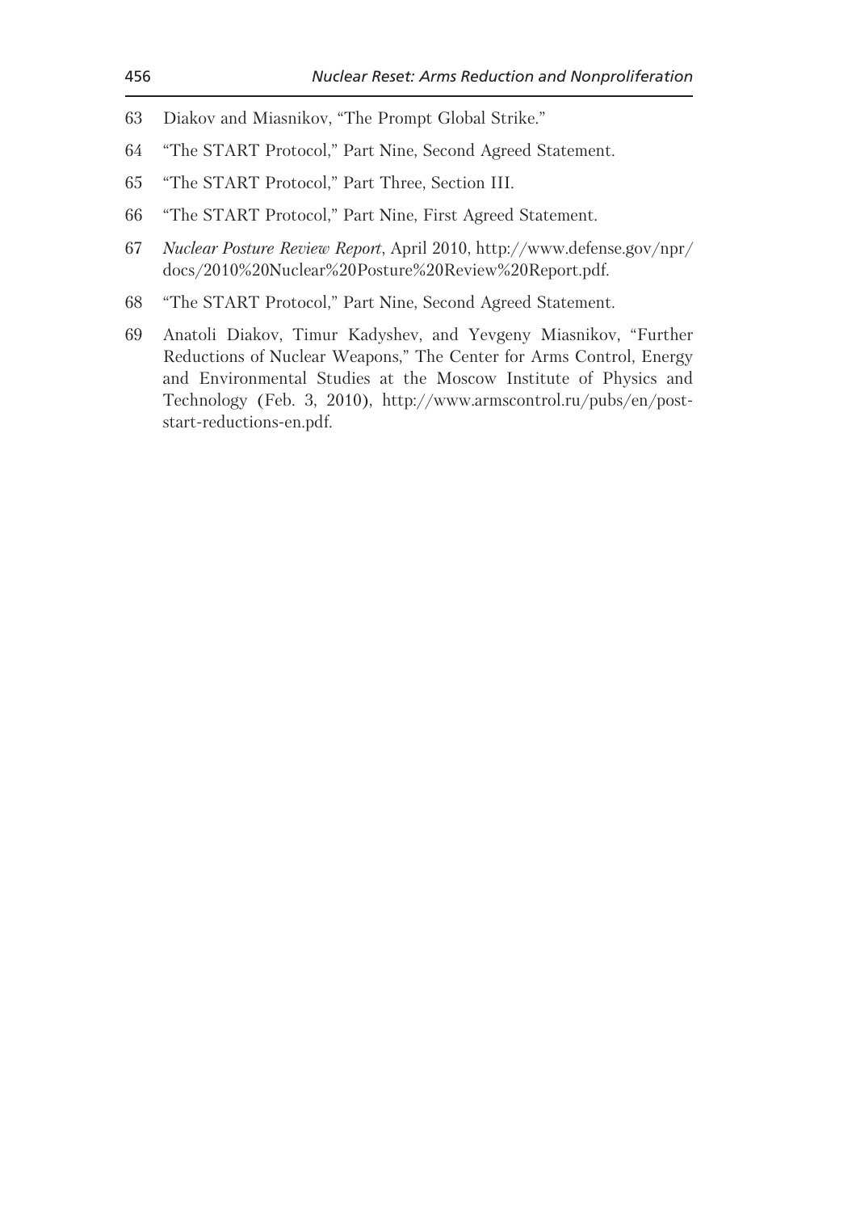63 Diakov and Miasnikov, "The Prompt Global Strike."

64 "The START Protocol," Part Nine, Second Agreed Statement.

65 "The START Protocol," Part Three, Section III.

66 "The START Protocol," Part Nine, First Agreed Statement.

67 *Nuclear Posture Review Report*, April 2010, http://www.defense.gov/npr/docs/2010%20Nuclear%20Posture%20Review%20Report.pdf.

68 "The START Protocol," Part Nine, Second Agreed Statement.

69 Anatoli Diakov, Timur Kadyshev, and Yevgeny Miasnikov, "Further Reductions of Nuclear Weapons," The Center for Arms Control, Energy and Environmental Studies at the Moscow Institute of Physics and Technology (Feb. 3, 2010), http://www.armscontrol.ru/pubs/en/post-start-reductions-en.pdf.